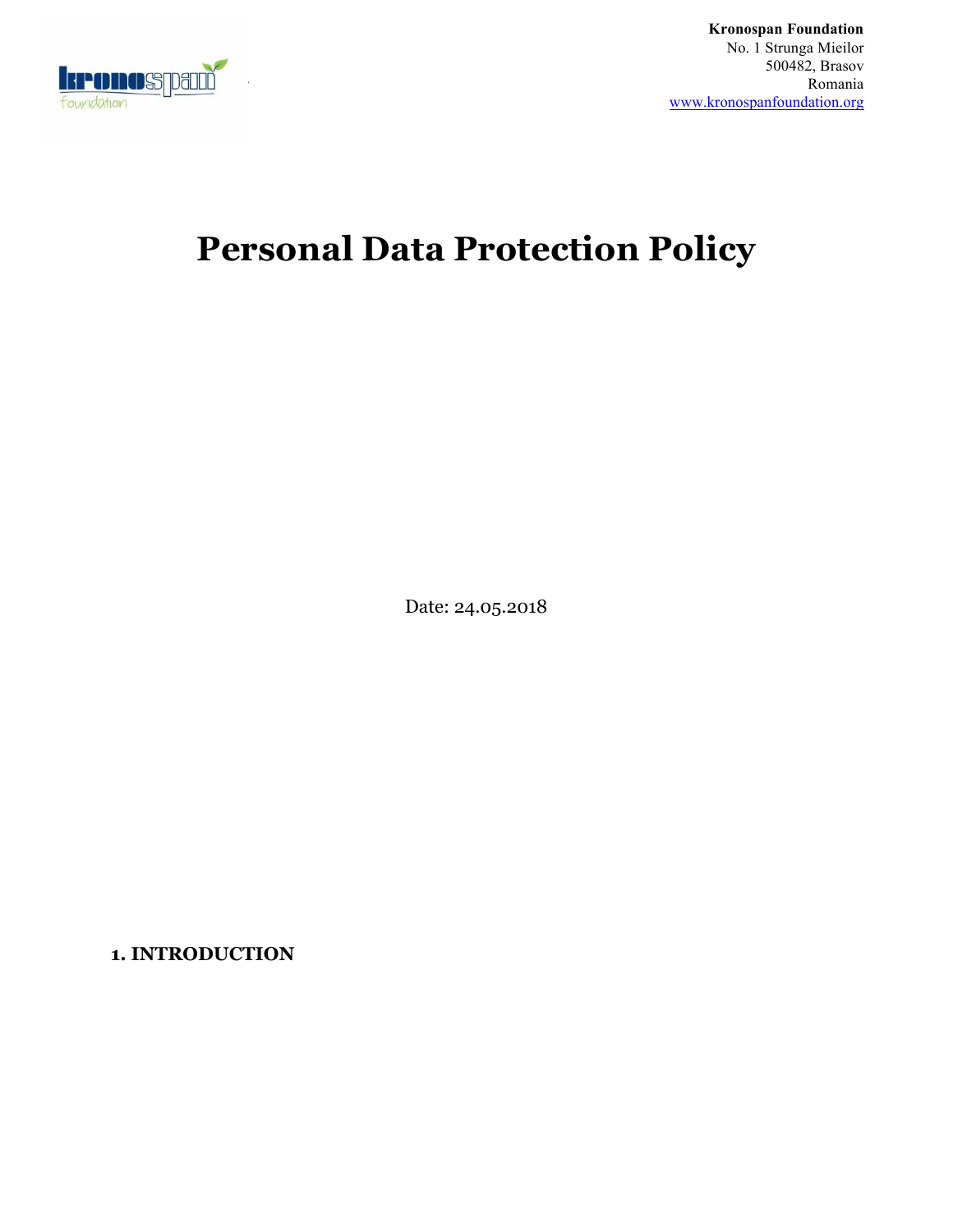**Kronospan Foundation**
No. 1 Strunga Mieilor
500482, Brasov
Romania
www.kronospanfoundation.org

# Personal Data Protection Policy

Date: 24.05.2018

## 1. INTRODUCTION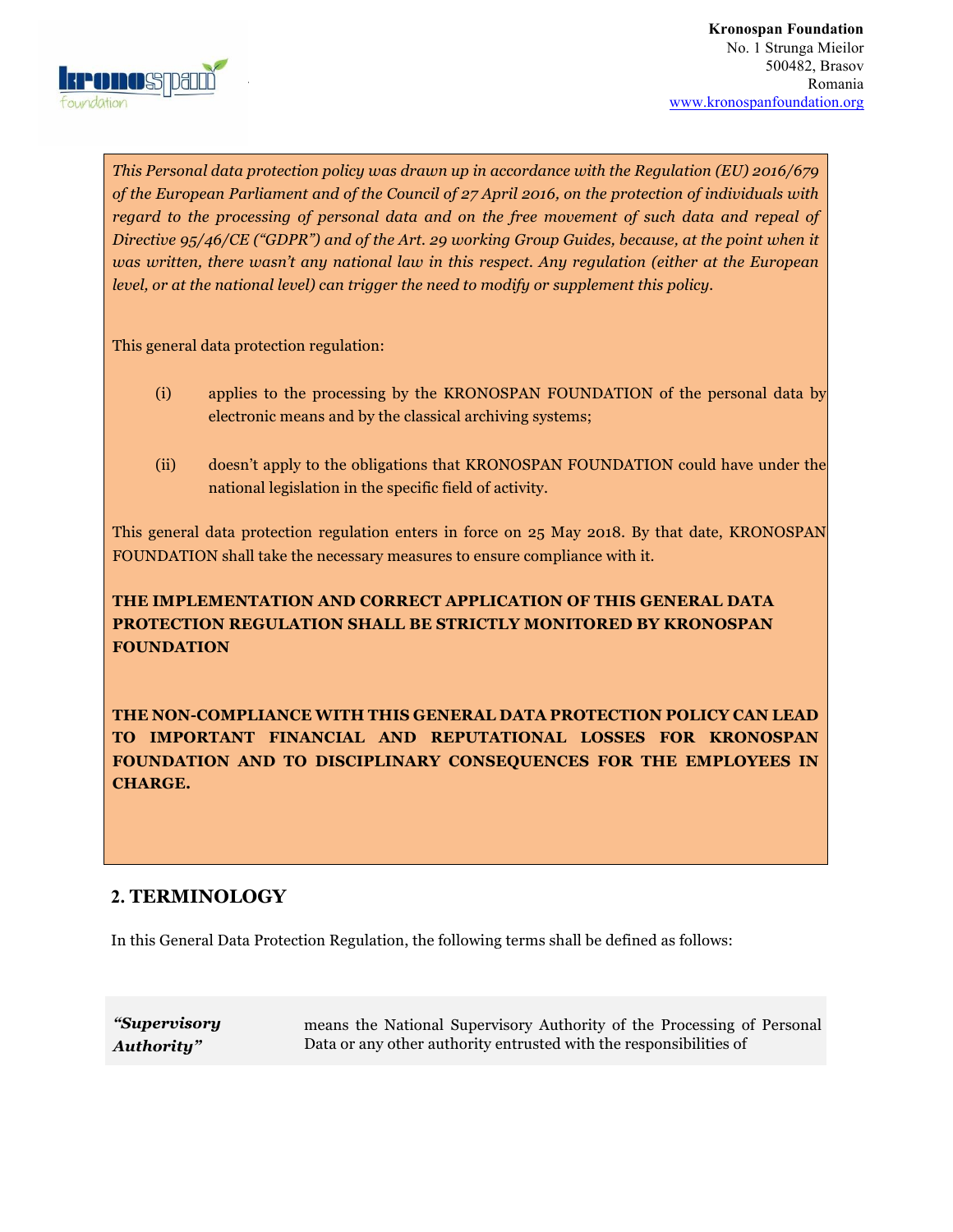*This Personal data protection policy was drawn up in accordance with the Regulation (EU) 2016/679 of the European Parliament and of the Council of 27 April 2016, on the protection of individuals with regard to the processing of personal data and on the free movement of such data and repeal of Directive 95/46/CE ("GDPR") and of the Art. 29 working Group Guides, because, at the point when it was written, there wasn't any national law in this respect. Any regulation (either at the European level, or at the national level) can trigger the need to modify or supplement this policy.*

This general data protection regulation:

(i) applies to the processing by the KRONOSPAN FOUNDATION of the personal data by electronic means and by the classical archiving systems;

(ii) doesn't apply to the obligations that KRONOSPAN FOUNDATION could have under the national legislation in the specific field of activity.

This general data protection regulation enters in force on 25 May 2018. By that date, KRONOSPAN FOUNDATION shall take the necessary measures to ensure compliance with it.

**THE IMPLEMENTATION AND CORRECT APPLICATION OF THIS GENERAL DATA PROTECTION REGULATION SHALL BE STRICTLY MONITORED BY KRONOSPAN FOUNDATION**

**THE NON-COMPLIANCE WITH THIS GENERAL DATA PROTECTION POLICY CAN LEAD TO IMPORTANT FINANCIAL AND REPUTATIONAL LOSSES FOR KRONOSPAN FOUNDATION AND TO DISCIPLINARY CONSEQUENCES FOR THE EMPLOYEES IN CHARGE.**

## 2. TERMINOLOGY

In this General Data Protection Regulation, the following terms shall be defined as follows:

| | |
|---|---|
| ***"Supervisory Authority"*** | means the National Supervisory Authority of the Processing of Personal Data or any other authority entrusted with the responsibilities of |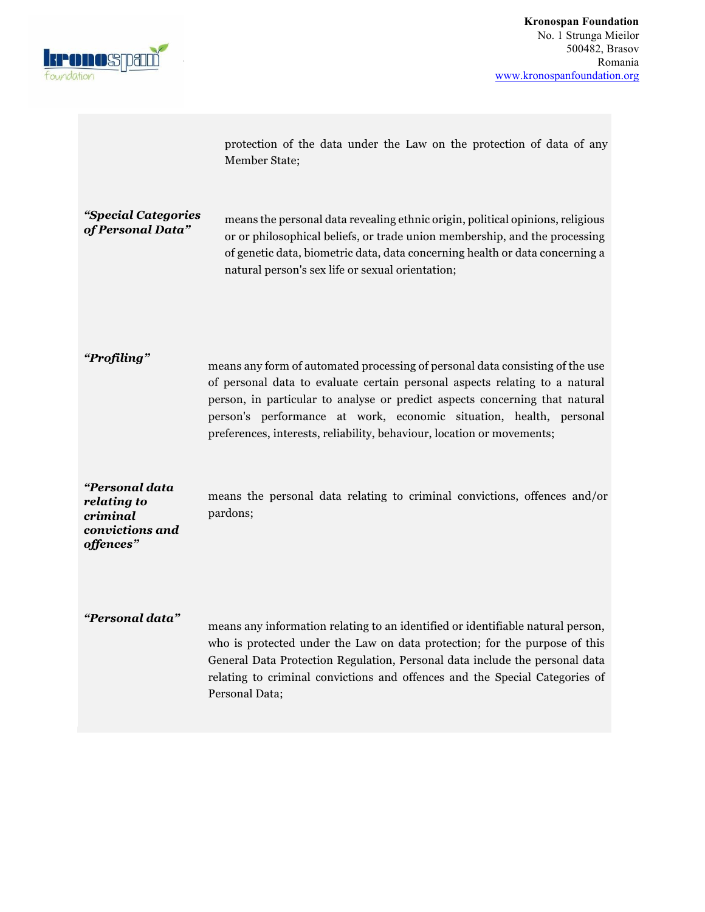protection of the data under the Law on the protection of data of any Member State;

***"Special Categories of Personal Data"*** means the personal data revealing ethnic origin, political opinions, religious or or philosophical beliefs, or trade union membership, and the processing of genetic data, biometric data, data concerning health or data concerning a natural person's sex life or sexual orientation;

***"Profiling"*** means any form of automated processing of personal data consisting of the use of personal data to evaluate certain personal aspects relating to a natural person, in particular to analyse or predict aspects concerning that natural person's performance at work, economic situation, health, personal preferences, interests, reliability, behaviour, location or movements;

***"Personal data relating to criminal convictions and offences"*** means the personal data relating to criminal convictions, offences and/or pardons;

***"Personal data"*** means any information relating to an identified or identifiable natural person, who is protected under the Law on data protection; for the purpose of this General Data Protection Regulation, Personal data include the personal data relating to criminal convictions and offences and the Special Categories of Personal Data;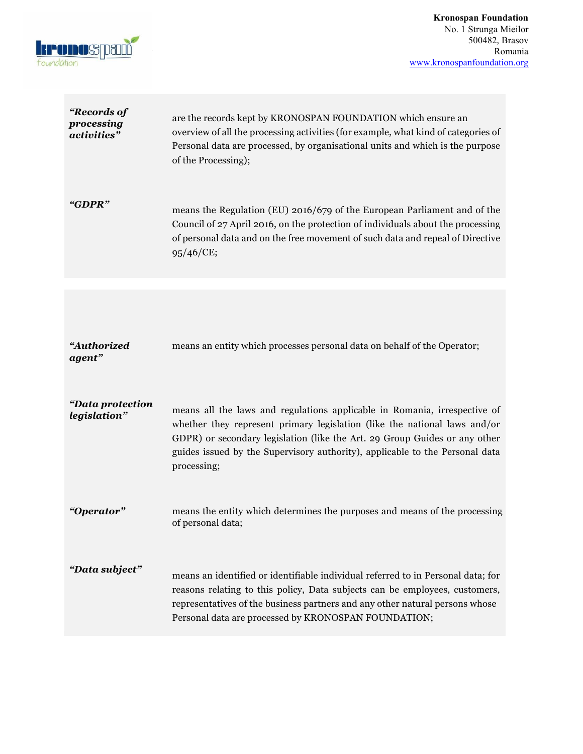| | |
|---|---|
| ***"Records of processing activities"*** | are the records kept by KRONOSPAN FOUNDATION which ensure an overview of all the processing activities (for example, what kind of categories of Personal data are processed, by organisational units and which is the purpose of the Processing); |
| ***"GDPR"*** | means the Regulation (EU) 2016/679 of the European Parliament and of the Council of 27 April 2016, on the protection of individuals about the processing of personal data and on the free movement of such data and repeal of Directive 95/46/CE; |

| | |
|---|---|
| ***"Authorized agent"*** | means an entity which processes personal data on behalf of the Operator; |
| ***"Data protection legislation"*** | means all the laws and regulations applicable in Romania, irrespective of whether they represent primary legislation (like the national laws and/or GDPR) or secondary legislation (like the Art. 29 Group Guides or any other guides issued by the Supervisory authority), applicable to the Personal data processing; |
| ***"Operator"*** | means the entity which determines the purposes and means of the processing of personal data; |
| ***"Data subject"*** | means an identified or identifiable individual referred to in Personal data; for reasons relating to this policy, Data subjects can be employees, customers, representatives of the business partners and any other natural persons whose Personal data are processed by KRONOSPAN FOUNDATION; |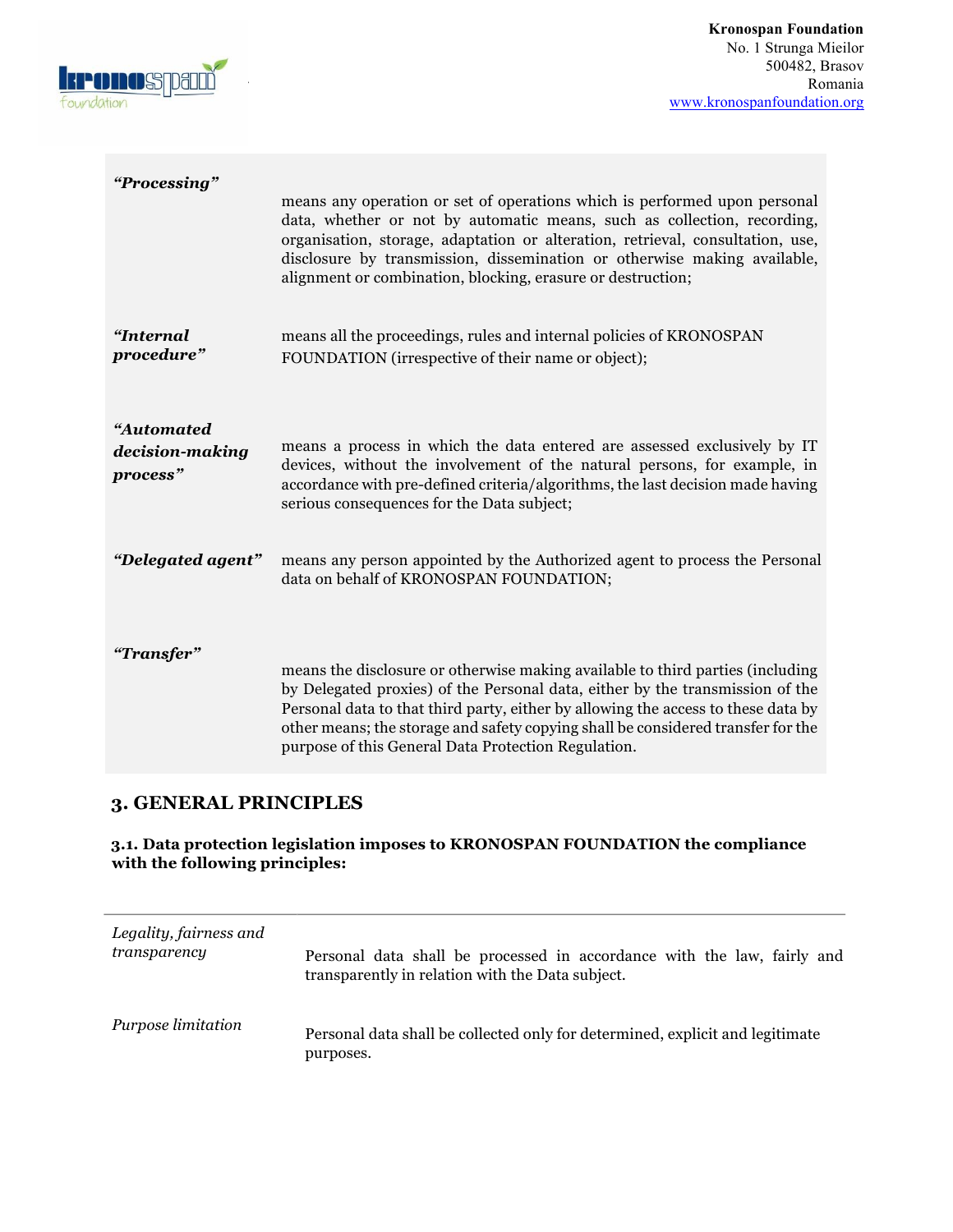| | |
|---|---|
| ***"Processing"*** | means any operation or set of operations which is performed upon personal data, whether or not by automatic means, such as collection, recording, organisation, storage, adaptation or alteration, retrieval, consultation, use, disclosure by transmission, dissemination or otherwise making available, alignment or combination, blocking, erasure or destruction; |
| ***"Internal procedure"*** | means all the proceedings, rules and internal policies of KRONOSPAN FOUNDATION (irrespective of their name or object); |
| ***"Automated decision-making process"*** | means a process in which the data entered are assessed exclusively by IT devices, without the involvement of the natural persons, for example, in accordance with pre-defined criteria/algorithms, the last decision made having serious consequences for the Data subject; |
| ***"Delegated agent"*** | means any person appointed by the Authorized agent to process the Personal data on behalf of KRONOSPAN FOUNDATION; |
| ***"Transfer"*** | means the disclosure or otherwise making available to third parties (including by Delegated proxies) of the Personal data, either by the transmission of the Personal data to that third party, either by allowing the access to these data by other means; the storage and safety copying shall be considered transfer for the purpose of this General Data Protection Regulation. |

## 3. GENERAL PRINCIPLES

### 3.1. Data protection legislation imposes to KRONOSPAN FOUNDATION the compliance with the following principles:

| | |
|---|---|
| *Legality, fairness and transparency* | Personal data shall be processed in accordance with the law, fairly and transparently in relation with the Data subject. |
| *Purpose limitation* | Personal data shall be collected only for determined, explicit and legitimate purposes. |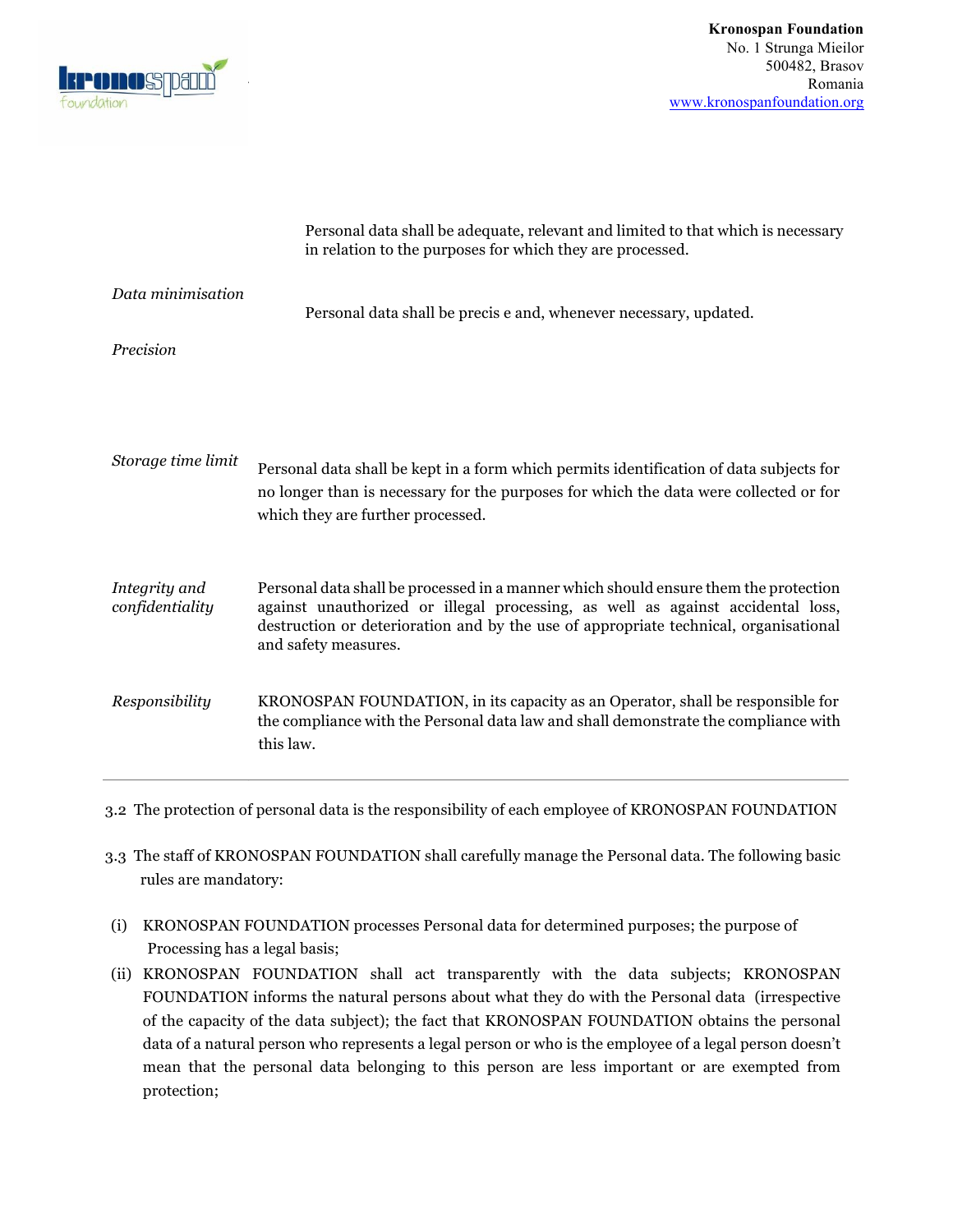| | |
|---|---|
| *Data minimisation* | Personal data shall be adequate, relevant and limited to that which is necessary in relation to the purposes for which they are processed. |
| *Precision* | Personal data shall be precis e and, whenever necessary, updated. |
| *Storage time limit* | Personal data shall be kept in a form which permits identification of data subjects for no longer than is necessary for the purposes for which the data were collected or for which they are further processed. |
| *Integrity and confidentiality* | Personal data shall be processed in a manner which should ensure them the protection against unauthorized or illegal processing, as well as against accidental loss, destruction or deterioration and by the use of appropriate technical, organisational and safety measures. |
| *Responsibility* | KRONOSPAN FOUNDATION, in its capacity as an Operator, shall be responsible for the compliance with the Personal data law and shall demonstrate the compliance with this law. |

3.2 The protection of personal data is the responsibility of each employee of KRONOSPAN FOUNDATION

3.3 The staff of KRONOSPAN FOUNDATION shall carefully manage the Personal data. The following basic rules are mandatory:

(i) KRONOSPAN FOUNDATION processes Personal data for determined purposes; the purpose of Processing has a legal basis;

(ii) KRONOSPAN FOUNDATION shall act transparently with the data subjects; KRONOSPAN FOUNDATION informs the natural persons about what they do with the Personal data (irrespective of the capacity of the data subject); the fact that KRONOSPAN FOUNDATION obtains the personal data of a natural person who represents a legal person or who is the employee of a legal person doesn't mean that the personal data belonging to this person are less important or are exempted from protection;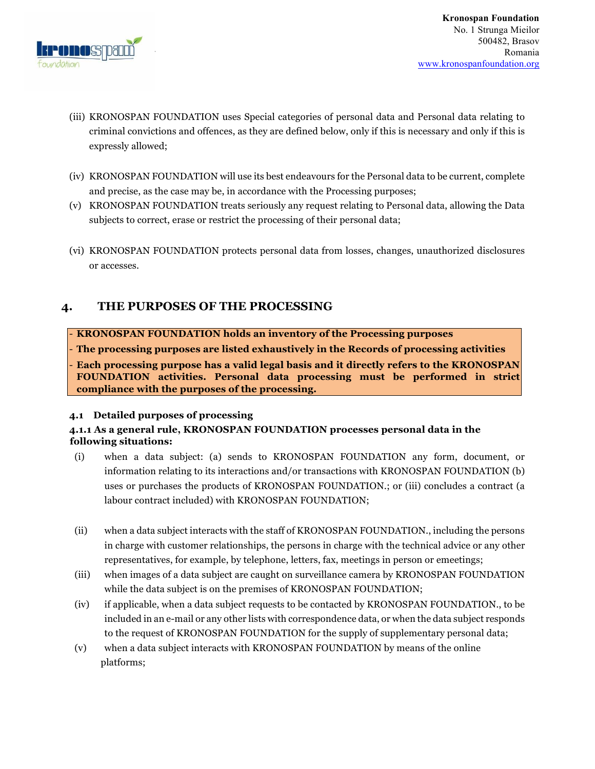(iii) KRONOSPAN FOUNDATION uses Special categories of personal data and Personal data relating to criminal convictions and offences, as they are defined below, only if this is necessary and only if this is expressly allowed;

(iv) KRONOSPAN FOUNDATION will use its best endeavours for the Personal data to be current, complete and precise, as the case may be, in accordance with the Processing purposes;

(v) KRONOSPAN FOUNDATION treats seriously any request relating to Personal data, allowing the Data subjects to correct, erase or restrict the processing of their personal data;

(vi) KRONOSPAN FOUNDATION protects personal data from losses, changes, unauthorized disclosures or accesses.

## 4. THE PURPOSES OF THE PROCESSING

- **KRONOSPAN FOUNDATION holds an inventory of the Processing purposes**
- **The processing purposes are listed exhaustively in the Records of processing activities**
- **Each processing purpose has a valid legal basis and it directly refers to the KRONOSPAN FOUNDATION activities. Personal data processing must be performed in strict compliance with the purposes of the processing.**

### 4.1 Detailed purposes of processing

#### 4.1.1 As a general rule, KRONOSPAN FOUNDATION processes personal data in the following situations:

(i) when a data subject: (a) sends to KRONOSPAN FOUNDATION any form, document, or information relating to its interactions and/or transactions with KRONOSPAN FOUNDATION (b) uses or purchases the products of KRONOSPAN FOUNDATION.; or (iii) concludes a contract (a labour contract included) with KRONOSPAN FOUNDATION;

(ii) when a data subject interacts with the staff of KRONOSPAN FOUNDATION., including the persons in charge with customer relationships, the persons in charge with the technical advice or any other representatives, for example, by telephone, letters, fax, meetings in person or emeetings;

(iii) when images of a data subject are caught on surveillance camera by KRONOSPAN FOUNDATION while the data subject is on the premises of KRONOSPAN FOUNDATION;

(iv) if applicable, when a data subject requests to be contacted by KRONOSPAN FOUNDATION., to be included in an e-mail or any other lists with correspondence data, or when the data subject responds to the request of KRONOSPAN FOUNDATION for the supply of supplementary personal data;

(v) when a data subject interacts with KRONOSPAN FOUNDATION by means of the online platforms;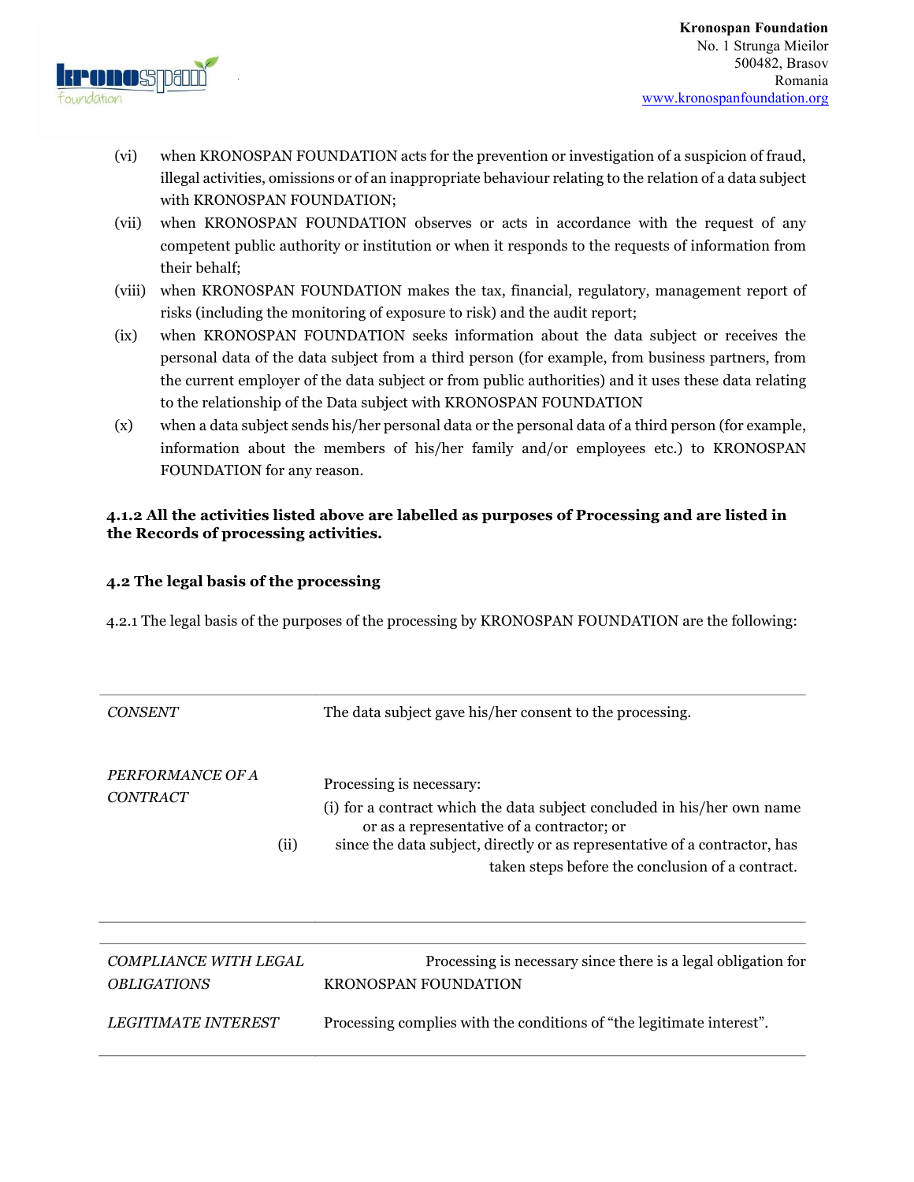(vi) when KRONOSPAN FOUNDATION acts for the prevention or investigation of a suspicion of fraud, illegal activities, omissions or of an inappropriate behaviour relating to the relation of a data subject with KRONOSPAN FOUNDATION;

(vii) when KRONOSPAN FOUNDATION observes or acts in accordance with the request of any competent public authority or institution or when it responds to the requests of information from their behalf;

(viii) when KRONOSPAN FOUNDATION makes the tax, financial, regulatory, management report of risks (including the monitoring of exposure to risk) and the audit report;

(ix) when KRONOSPAN FOUNDATION seeks information about the data subject or receives the personal data of the data subject from a third person (for example, from business partners, from the current employer of the data subject or from public authorities) and it uses these data relating to the relationship of the Data subject with KRONOSPAN FOUNDATION

(x) when a data subject sends his/her personal data or the personal data of a third person (for example, information about the members of his/her family and/or employees etc.) to KRONOSPAN FOUNDATION for any reason.

**4.1.2 All the activities listed above are labelled as purposes of Processing and are listed in the Records of processing activities.**

### 4.2 The legal basis of the processing

4.2.1 The legal basis of the purposes of the processing by KRONOSPAN FOUNDATION are the following:

| | |
|---|---|
| *CONSENT* | The data subject gave his/her consent to the processing. |
| *PERFORMANCE OF A CONTRACT* | Processing is necessary:<br>(i) for a contract which the data subject concluded in his/her own name or as a representative of a contractor; or<br>(ii) since the data subject, directly or as representative of a contractor, has taken steps before the conclusion of a contract. |
| *COMPLIANCE WITH LEGAL OBLIGATIONS* | Processing is necessary since there is a legal obligation for KRONOSPAN FOUNDATION |
| *LEGITIMATE INTEREST* | Processing complies with the conditions of "the legitimate interest". |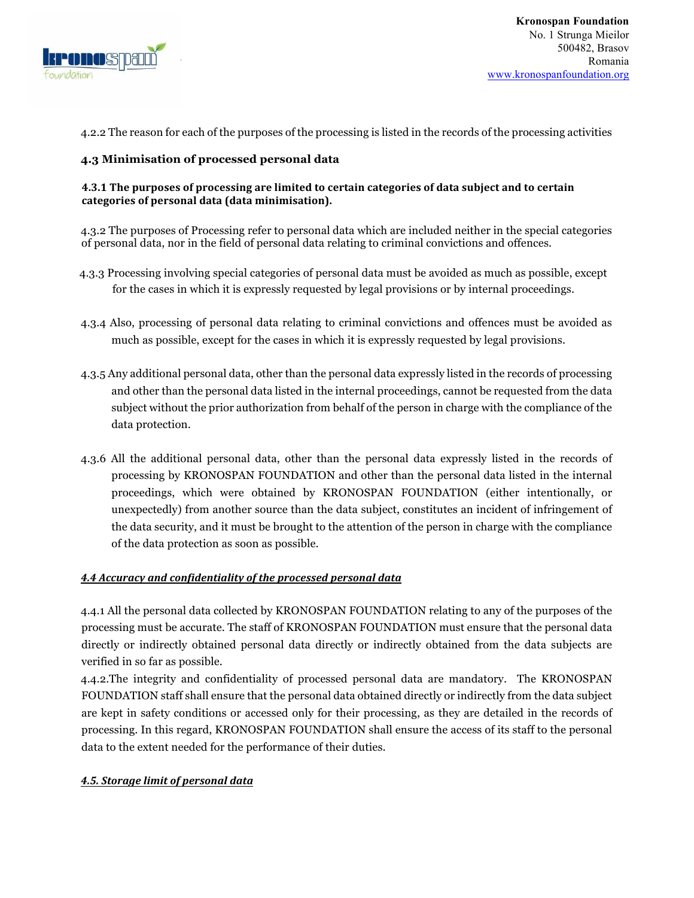4.2.2 The reason for each of the purposes of the processing is listed in the records of the processing activities

### 4.3 Minimisation of processed personal data

**4.3.1 The purposes of processing are limited to certain categories of data subject and to certain categories of personal data (data minimisation).**

4.3.2 The purposes of Processing refer to personal data which are included neither in the special categories of personal data, nor in the field of personal data relating to criminal convictions and offences.

4.3.3 Processing involving special categories of personal data must be avoided as much as possible, except for the cases in which it is expressly requested by legal provisions or by internal proceedings.

4.3.4 Also, processing of personal data relating to criminal convictions and offences must be avoided as much as possible, except for the cases in which it is expressly requested by legal provisions.

4.3.5 Any additional personal data, other than the personal data expressly listed in the records of processing and other than the personal data listed in the internal proceedings, cannot be requested from the data subject without the prior authorization from behalf of the person in charge with the compliance of the data protection.

4.3.6 All the additional personal data, other than the personal data expressly listed in the records of processing by KRONOSPAN FOUNDATION and other than the personal data listed in the internal proceedings, which were obtained by KRONOSPAN FOUNDATION (either intentionally, or unexpectedly) from another source than the data subject, constitutes an incident of infringement of the data security, and it must be brought to the attention of the person in charge with the compliance of the data protection as soon as possible.

### ***4.4 Accuracy and confidentiality of the processed personal data***

4.4.1 All the personal data collected by KRONOSPAN FOUNDATION relating to any of the purposes of the processing must be accurate. The staff of KRONOSPAN FOUNDATION must ensure that the personal data directly or indirectly obtained personal data directly or indirectly obtained from the data subjects are verified in so far as possible.

4.4.2.The integrity and confidentiality of processed personal data are mandatory. The KRONOSPAN FOUNDATION staff shall ensure that the personal data obtained directly or indirectly from the data subject are kept in safety conditions or accessed only for their processing, as they are detailed in the records of processing. In this regard, KRONOSPAN FOUNDATION shall ensure the access of its staff to the personal data to the extent needed for the performance of their duties.

### ***4.5. Storage limit of personal data***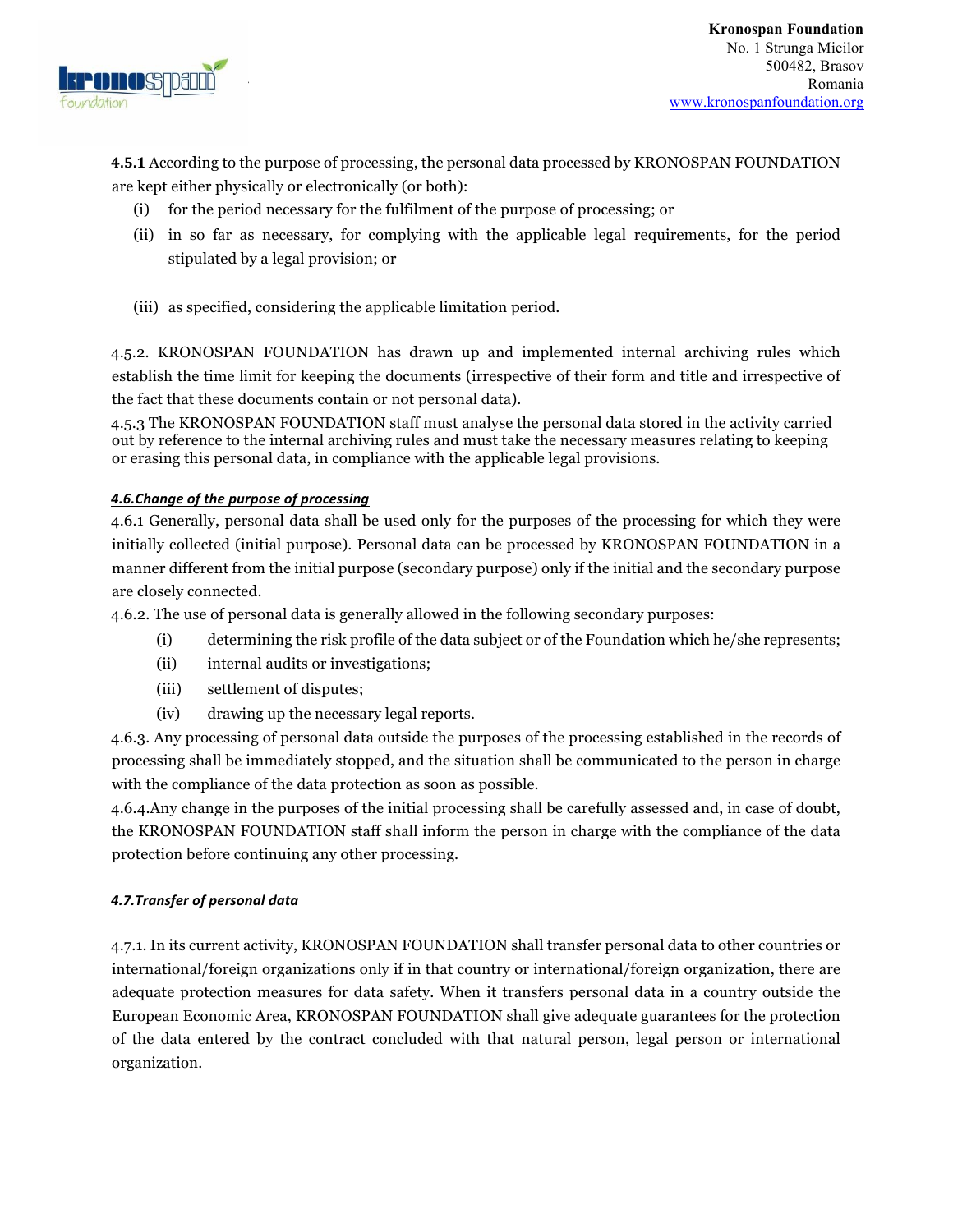**4.5.1** According to the purpose of processing, the personal data processed by KRONOSPAN FOUNDATION are kept either physically or electronically (or both):

- (i) for the period necessary for the fulfilment of the purpose of processing; or
- (ii) in so far as necessary, for complying with the applicable legal requirements, for the period stipulated by a legal provision; or
- (iii) as specified, considering the applicable limitation period.

4.5.2. KRONOSPAN FOUNDATION has drawn up and implemented internal archiving rules which establish the time limit for keeping the documents (irrespective of their form and title and irrespective of the fact that these documents contain or not personal data).

4.5.3 The KRONOSPAN FOUNDATION staff must analyse the personal data stored in the activity carried out by reference to the internal archiving rules and must take the necessary measures relating to keeping or erasing this personal data, in compliance with the applicable legal provisions.

***4.6.Change of the purpose of processing***

4.6.1 Generally, personal data shall be used only for the purposes of the processing for which they were initially collected (initial purpose). Personal data can be processed by KRONOSPAN FOUNDATION in a manner different from the initial purpose (secondary purpose) only if the initial and the secondary purpose are closely connected.

4.6.2. The use of personal data is generally allowed in the following secondary purposes:

- (i) determining the risk profile of the data subject or of the Foundation which he/she represents;
- (ii) internal audits or investigations;
- (iii) settlement of disputes;
- (iv) drawing up the necessary legal reports.

4.6.3. Any processing of personal data outside the purposes of the processing established in the records of processing shall be immediately stopped, and the situation shall be communicated to the person in charge with the compliance of the data protection as soon as possible.

4.6.4.Any change in the purposes of the initial processing shall be carefully assessed and, in case of doubt, the KRONOSPAN FOUNDATION staff shall inform the person in charge with the compliance of the data protection before continuing any other processing.

***4.7.Transfer of personal data***

4.7.1. In its current activity, KRONOSPAN FOUNDATION shall transfer personal data to other countries or international/foreign organizations only if in that country or international/foreign organization, there are adequate protection measures for data safety. When it transfers personal data in a country outside the European Economic Area, KRONOSPAN FOUNDATION shall give adequate guarantees for the protection of the data entered by the contract concluded with that natural person, legal person or international organization.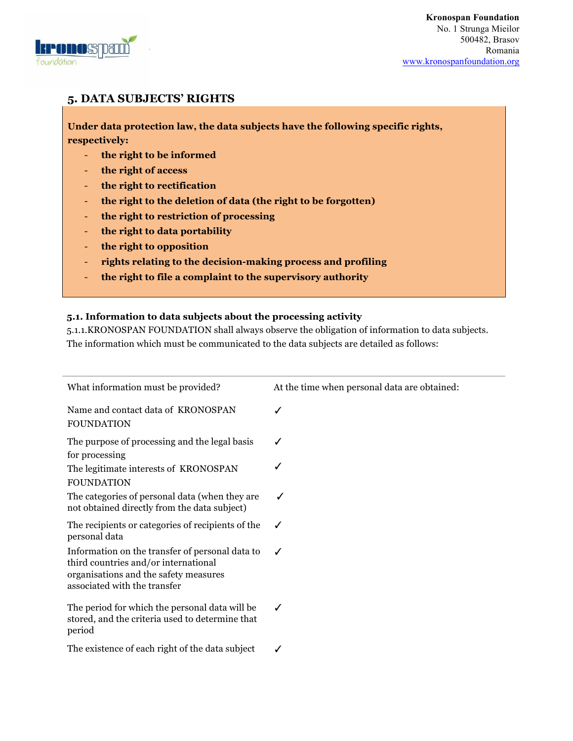## 5. DATA SUBJECTS' RIGHTS

**Under data protection law, the data subjects have the following specific rights, respectively:**

- **the right to be informed**
- **the right of access**
- **the right to rectification**
- **the right to the deletion of data (the right to be forgotten)**
- **the right to restriction of processing**
- **the right to data portability**
- **the right to opposition**
- **rights relating to the decision-making process and profiling**
- **the right to file a complaint to the supervisory authority**

### 5.1. Information to data subjects about the processing activity

5.1.1.KRONOSPAN FOUNDATION shall always observe the obligation of information to data subjects. The information which must be communicated to the data subjects are detailed as follows:

| What information must be provided? | At the time when personal data are obtained: |
|---|---|
| Name and contact data of KRONOSPAN FOUNDATION | ✓ |
| The purpose of processing and the legal basis for processing | ✓ |
| The legitimate interests of KRONOSPAN FOUNDATION | ✓ |
| The categories of personal data (when they are not obtained directly from the data subject) | ✓ |
| The recipients or categories of recipients of the personal data | ✓ |
| Information on the transfer of personal data to third countries and/or international organisations and the safety measures associated with the transfer | ✓ |
| The period for which the personal data will be stored, and the criteria used to determine that period | ✓ |
| The existence of each right of the data subject | ✓ |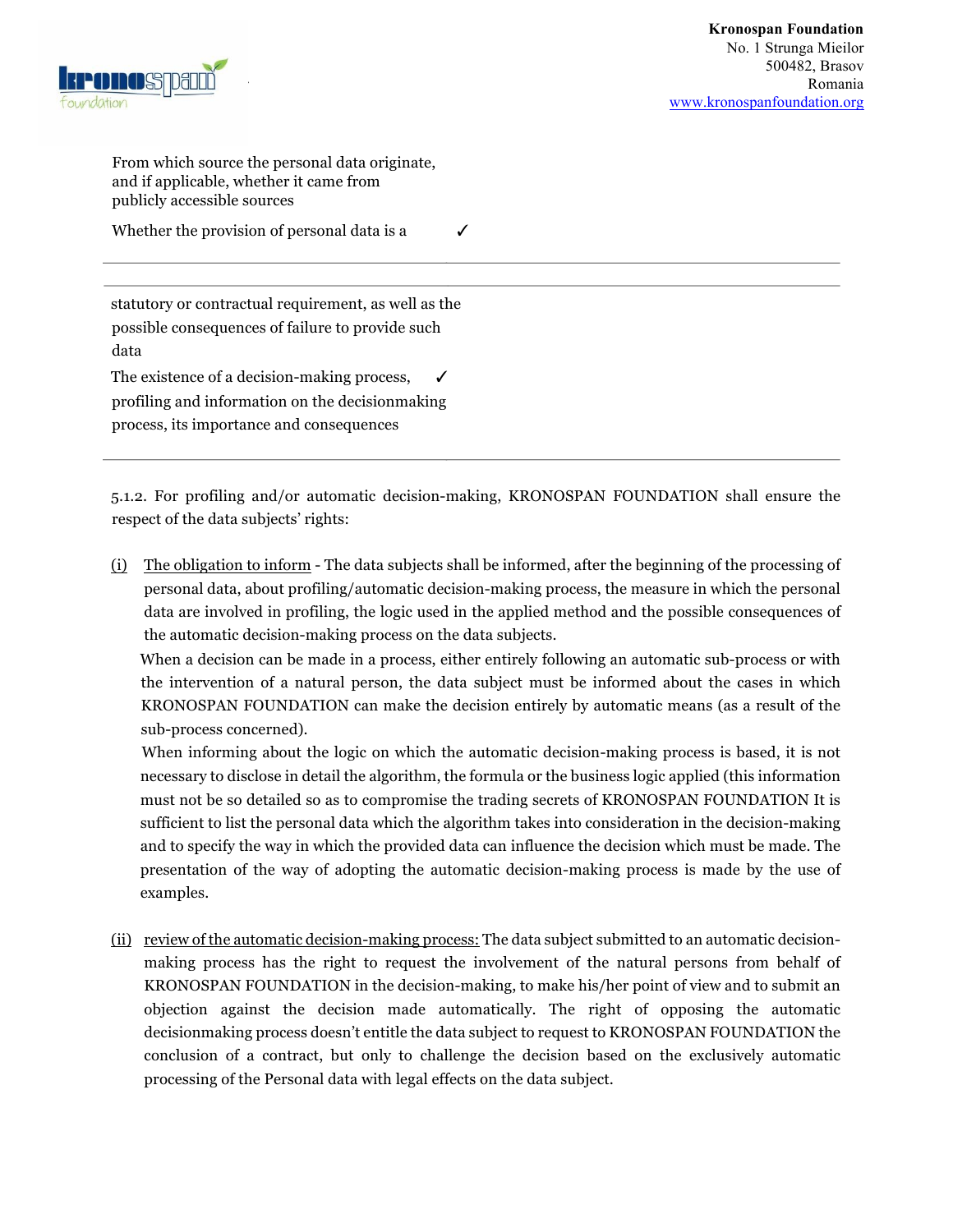| | |
|---|---|
| From which source the personal data originate, and if applicable, whether it came from publicly accessible sources | |
| Whether the provision of personal data is a statutory or contractual requirement, as well as the possible consequences of failure to provide such data | ✓ |
| The existence of a decision-making process, profiling and information on the decisionmaking process, its importance and consequences | ✓ |

5.1.2. For profiling and/or automatic decision-making, KRONOSPAN FOUNDATION shall ensure the respect of the data subjects' rights:

(i) The obligation to inform - The data subjects shall be informed, after the beginning of the processing of personal data, about profiling/automatic decision-making process, the measure in which the personal data are involved in profiling, the logic used in the applied method and the possible consequences of the automatic decision-making process on the data subjects.

When a decision can be made in a process, either entirely following an automatic sub-process or with the intervention of a natural person, the data subject must be informed about the cases in which KRONOSPAN FOUNDATION can make the decision entirely by automatic means (as a result of the sub-process concerned).

When informing about the logic on which the automatic decision-making process is based, it is not necessary to disclose in detail the algorithm, the formula or the business logic applied (this information must not be so detailed so as to compromise the trading secrets of KRONOSPAN FOUNDATION It is sufficient to list the personal data which the algorithm takes into consideration in the decision-making and to specify the way in which the provided data can influence the decision which must be made. The presentation of the way of adopting the automatic decision-making process is made by the use of examples.

(ii) review of the automatic decision-making process: The data subject submitted to an automatic decision-making process has the right to request the involvement of the natural persons from behalf of KRONOSPAN FOUNDATION in the decision-making, to make his/her point of view and to submit an objection against the decision made automatically. The right of opposing the automatic decisionmaking process doesn't entitle the data subject to request to KRONOSPAN FOUNDATION the conclusion of a contract, but only to challenge the decision based on the exclusively automatic processing of the Personal data with legal effects on the data subject.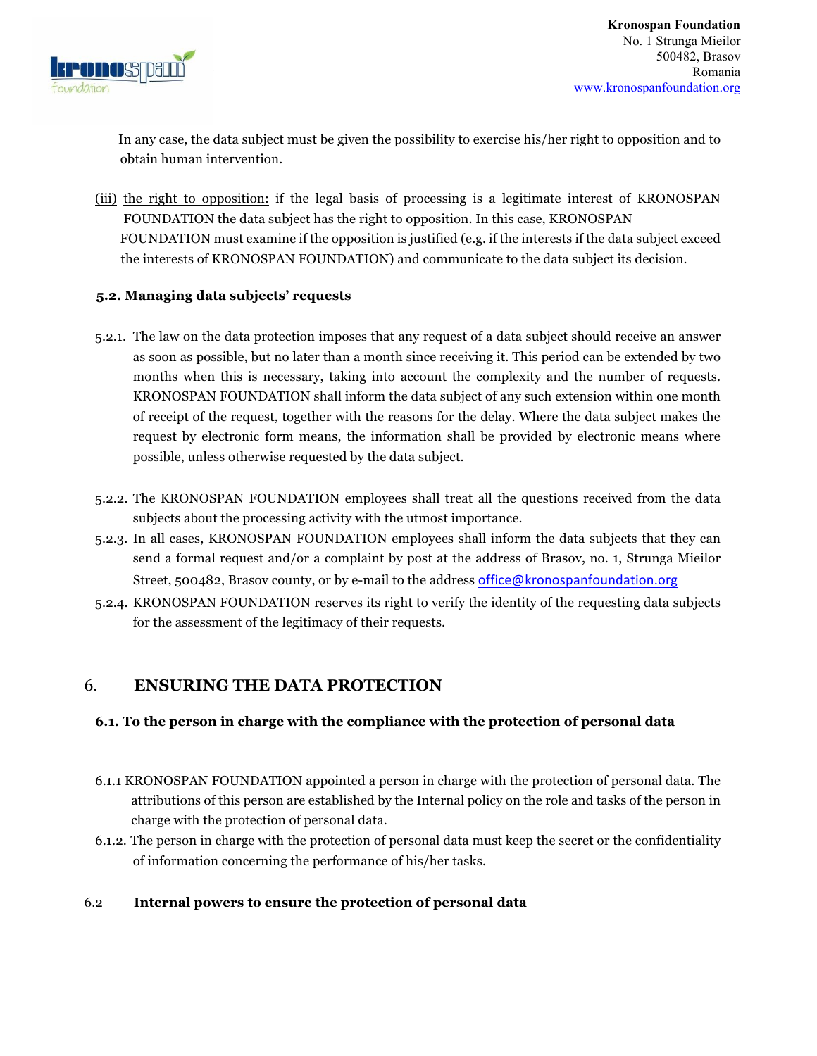In any case, the data subject must be given the possibility to exercise his/her right to opposition and to obtain human intervention.

(iii) the right to opposition: if the legal basis of processing is a legitimate interest of KRONOSPAN FOUNDATION the data subject has the right to opposition. In this case, KRONOSPAN FOUNDATION must examine if the opposition is justified (e.g. if the interests if the data subject exceed the interests of KRONOSPAN FOUNDATION) and communicate to the data subject its decision.

### 5.2. Managing data subjects' requests

5.2.1. The law on the data protection imposes that any request of a data subject should receive an answer as soon as possible, but no later than a month since receiving it. This period can be extended by two months when this is necessary, taking into account the complexity and the number of requests. KRONOSPAN FOUNDATION shall inform the data subject of any such extension within one month of receipt of the request, together with the reasons for the delay. Where the data subject makes the request by electronic form means, the information shall be provided by electronic means where possible, unless otherwise requested by the data subject.

5.2.2. The KRONOSPAN FOUNDATION employees shall treat all the questions received from the data subjects about the processing activity with the utmost importance.

5.2.3. In all cases, KRONOSPAN FOUNDATION employees shall inform the data subjects that they can send a formal request and/or a complaint by post at the address of Brasov, no. 1, Strunga Mieilor Street, 500482, Brasov county, or by e-mail to the address office@kronospanfoundation.org

5.2.4. KRONOSPAN FOUNDATION reserves its right to verify the identity of the requesting data subjects for the assessment of the legitimacy of their requests.

## 6. ENSURING THE DATA PROTECTION

### 6.1. To the person in charge with the compliance with the protection of personal data

6.1.1 KRONOSPAN FOUNDATION appointed a person in charge with the protection of personal data. The attributions of this person are established by the Internal policy on the role and tasks of the person in charge with the protection of personal data.

6.1.2. The person in charge with the protection of personal data must keep the secret or the confidentiality of information concerning the performance of his/her tasks.

### 6.2 Internal powers to ensure the protection of personal data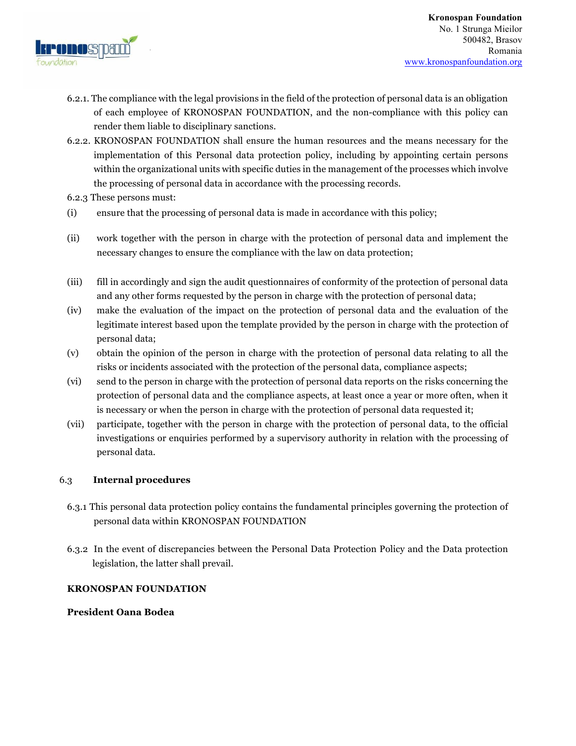6.2.1. The compliance with the legal provisions in the field of the protection of personal data is an obligation of each employee of KRONOSPAN FOUNDATION, and the non-compliance with this policy can render them liable to disciplinary sanctions.

6.2.2. KRONOSPAN FOUNDATION shall ensure the human resources and the means necessary for the implementation of this Personal data protection policy, including by appointing certain persons within the organizational units with specific duties in the management of the processes which involve the processing of personal data in accordance with the processing records.

6.2.3 These persons must:

(i) ensure that the processing of personal data is made in accordance with this policy;

(ii) work together with the person in charge with the protection of personal data and implement the necessary changes to ensure the compliance with the law on data protection;

(iii) fill in accordingly and sign the audit questionnaires of conformity of the protection of personal data and any other forms requested by the person in charge with the protection of personal data;

(iv) make the evaluation of the impact on the protection of personal data and the evaluation of the legitimate interest based upon the template provided by the person in charge with the protection of personal data;

(v) obtain the opinion of the person in charge with the protection of personal data relating to all the risks or incidents associated with the protection of the personal data, compliance aspects;

(vi) send to the person in charge with the protection of personal data reports on the risks concerning the protection of personal data and the compliance aspects, at least once a year or more often, when it is necessary or when the person in charge with the protection of personal data requested it;

(vii) participate, together with the person in charge with the protection of personal data, to the official investigations or enquiries performed by a supervisory authority in relation with the processing of personal data.

## 6.3 Internal procedures

6.3.1 This personal data protection policy contains the fundamental principles governing the protection of personal data within KRONOSPAN FOUNDATION

6.3.2 In the event of discrepancies between the Personal Data Protection Policy and the Data protection legislation, the latter shall prevail.

**KRONOSPAN FOUNDATION**

**President Oana Bodea**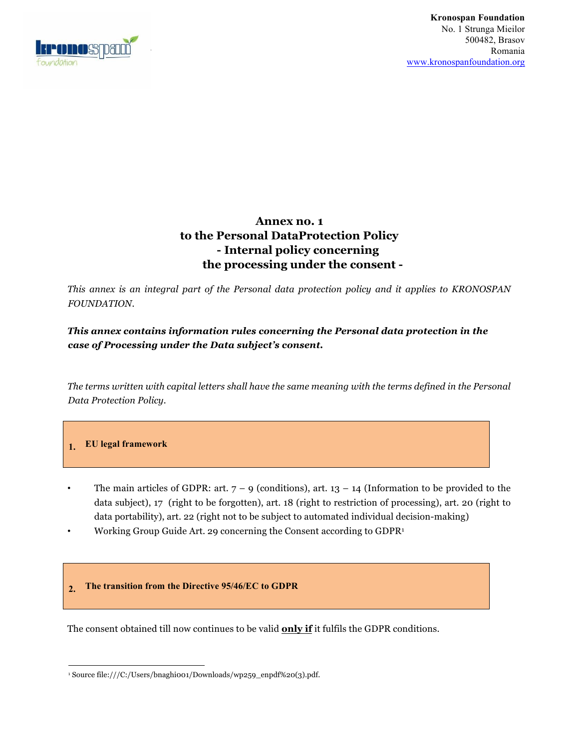Kronospan Foundation
No. 1 Strunga Mieilor
500482, Brasov
Romania
www.kronospanfoundation.org

# Annex no. 1 to the Personal DataProtection Policy - Internal policy concerning the processing under the consent -

*This annex is an integral part of the Personal data protection policy and it applies to KRONOSPAN FOUNDATION.*

***This annex contains information rules concerning the Personal data protection in the case of Processing under the Data subject's consent.***

*The terms written with capital letters shall have the same meaning with the terms defined in the Personal Data Protection Policy.*

## 1. EU legal framework

- The main articles of GDPR: art. 7 – 9 (conditions), art. 13 – 14 (Information to be provided to the data subject), 17 (right to be forgotten), art. 18 (right to restriction of processing), art. 20 (right to data portability), art. 22 (right not to be subject to automated individual decision-making)
- Working Group Guide Art. 29 concerning the Consent according to GDPR[1]

## 2. The transition from the Directive 95/46/EC to GDPR

The consent obtained till now continues to be valid **only if** it fulfils the GDPR conditions.

[1] Source file:///C:/Users/bnaghi001/Downloads/wp259_enpdf%20(3).pdf.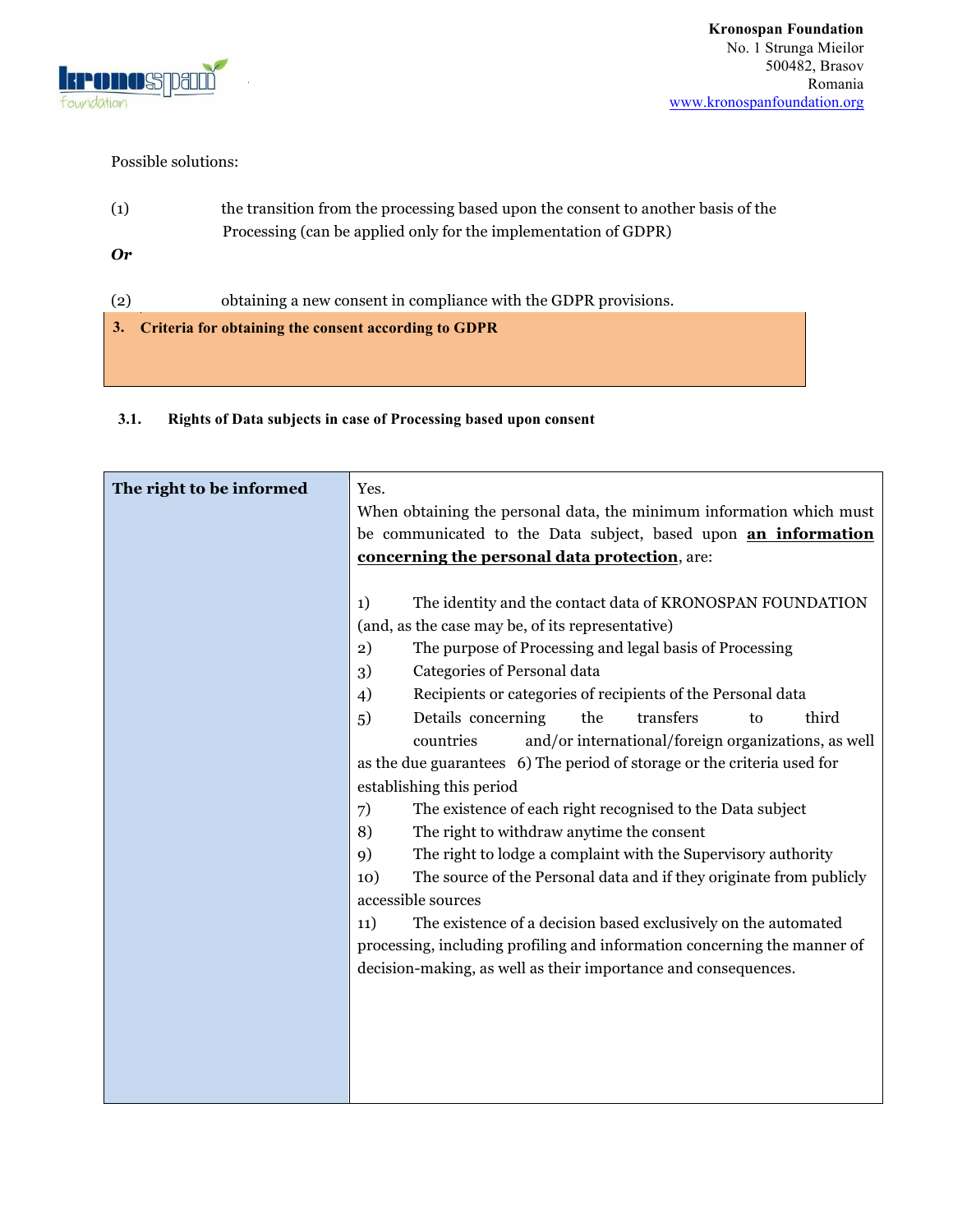Possible solutions:

(1) the transition from the processing based upon the consent to another basis of the Processing (can be applied only for the implementation of GDPR)

***Or***

(2) obtaining a new consent in compliance with the GDPR provisions.

## 3. Criteria for obtaining the consent according to GDPR

### 3.1. Rights of Data subjects in case of Processing based upon consent

| **The right to be informed** | Yes.<br>When obtaining the personal data, the minimum information which must be communicated to the Data subject, based upon **<u>an information concerning the personal data protection</u>**, are:<br><br>1) The identity and the contact data of KRONOSPAN FOUNDATION (and, as the case may be, of its representative)<br>2) The purpose of Processing and legal basis of Processing<br>3) Categories of Personal data<br>4) Recipients or categories of recipients of the Personal data<br>5) Details concerning the transfers to third countries and/or international/foreign organizations, as well as the due guarantees<br>6) The period of storage or the criteria used for establishing this period<br>7) The existence of each right recognised to the Data subject<br>8) The right to withdraw anytime the consent<br>9) The right to lodge a complaint with the Supervisory authority<br>10) The source of the Personal data and if they originate from publicly accessible sources<br>11) The existence of a decision based exclusively on the automated processing, including profiling and information concerning the manner of decision-making, as well as their importance and consequences. |
|---|---|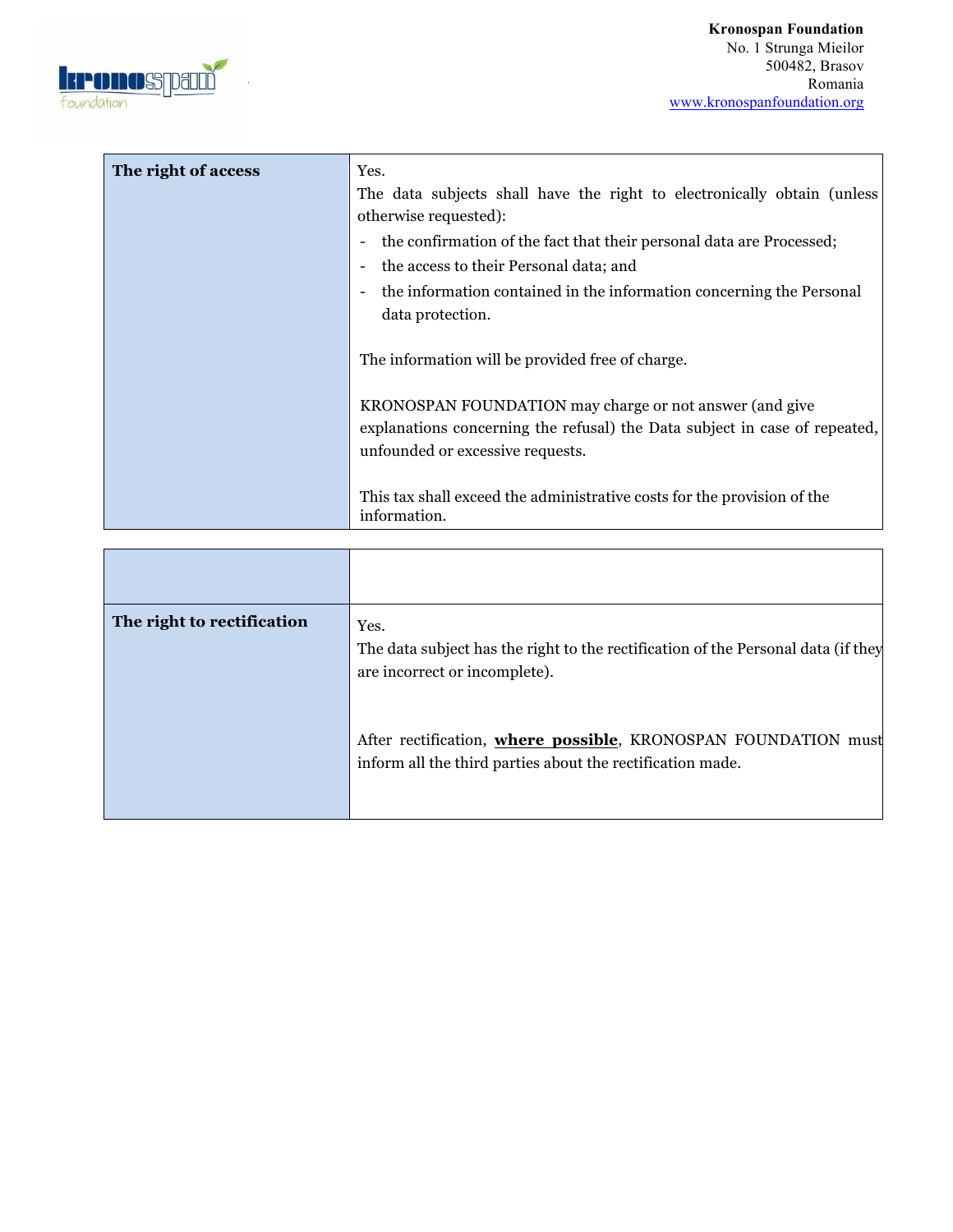| The right of access | Yes.<br>The data subjects shall have the right to electronically obtain (unless otherwise requested):<br>- the confirmation of the fact that their personal data are Processed;<br>- the access to their Personal data; and<br>- the information contained in the information concerning the Personal data protection.<br><br>The information will be provided free of charge.<br><br>KRONOSPAN FOUNDATION may charge or not answer (and give explanations concerning the refusal) the Data subject in case of repeated, unfounded or excessive requests.<br><br>This tax shall exceed the administrative costs for the provision of the information. |
|---|---|

| | |
|---|---|
| **The right to rectification** | Yes.<br>The data subject has the right to the rectification of the Personal data (if they are incorrect or incomplete).<br><br>After rectification, <u>**where possible**</u>, KRONOSPAN FOUNDATION must inform all the third parties about the rectification made. |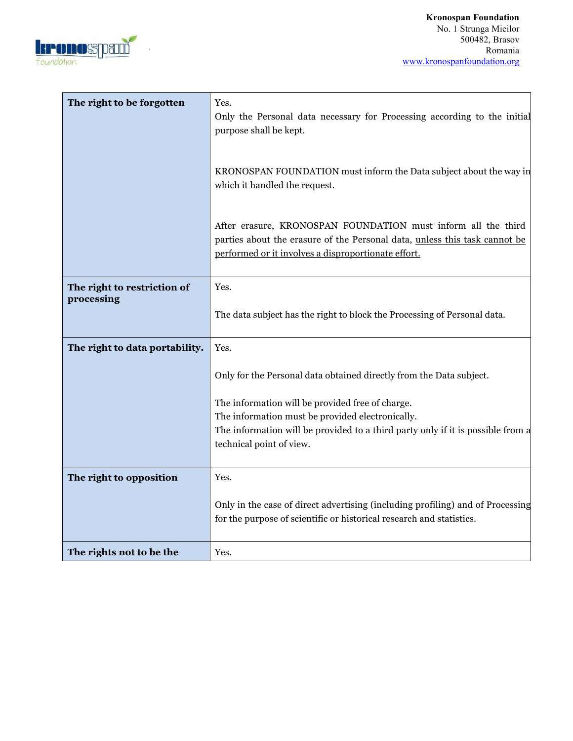| | |
|---|---|
| **The right to be forgotten** | Yes.<br>Only the Personal data necessary for Processing according to the initial purpose shall be kept.<br><br>KRONOSPAN FOUNDATION must inform the Data subject about the way in which it handled the request.<br><br>After erasure, KRONOSPAN FOUNDATION must inform all the third parties about the erasure of the Personal data, <u>unless this task cannot be performed or it involves a disproportionate effort.</u> |
| **The right to restriction of processing** | Yes.<br><br>The data subject has the right to block the Processing of Personal data. |
| **The right to data portability.** | Yes.<br><br>Only for the Personal data obtained directly from the Data subject.<br><br>The information will be provided free of charge.<br>The information must be provided electronically.<br>The information will be provided to a third party only if it is possible from a technical point of view. |
| **The right to opposition** | Yes.<br><br>Only in the case of direct advertising (including profiling) and of Processing for the purpose of scientific or historical research and statistics. |
| **The rights not to be the** | Yes. |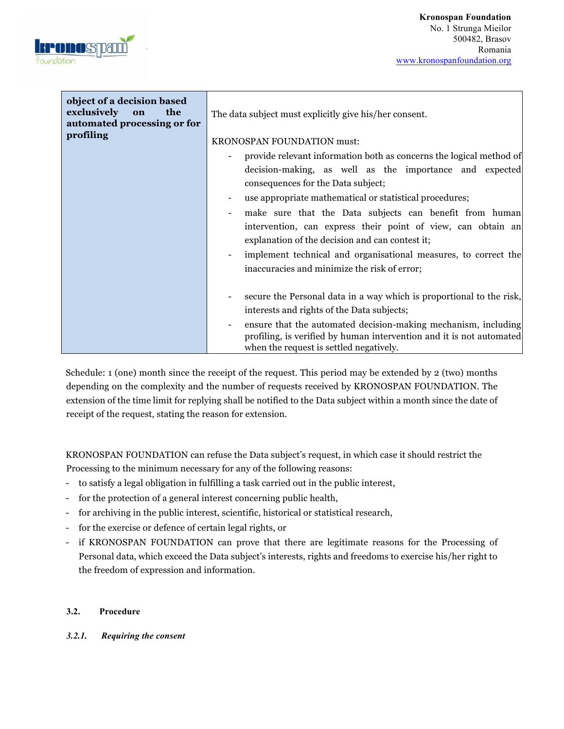| **object of a decision based exclusively on the automated processing or for profiling** | The data subject must explicitly give his/her consent.<br><br>KRONOSPAN FOUNDATION must:<br>- provide relevant information both as concerns the logical method of decision-making, as well as the importance and expected consequences for the Data subject;<br>- use appropriate mathematical or statistical procedures;<br>- make sure that the Data subjects can benefit from human intervention, can express their point of view, can obtain an explanation of the decision and can contest it;<br>- implement technical and organisational measures, to correct the inaccuracies and minimize the risk of error;<br><br>- secure the Personal data in a way which is proportional to the risk, interests and rights of the Data subjects;<br>- ensure that the automated decision-making mechanism, including profiling, is verified by human intervention and it is not automated when the request is settled negatively. |
|---|---|

Schedule: 1 (one) month since the receipt of the request. This period may be extended by 2 (two) months depending on the complexity and the number of requests received by KRONOSPAN FOUNDATION. The extension of the time limit for replying shall be notified to the Data subject within a month since the date of receipt of the request, stating the reason for extension.

KRONOSPAN FOUNDATION can refuse the Data subject's request, in which case it should restrict the Processing to the minimum necessary for any of the following reasons:

- to satisfy a legal obligation in fulfilling a task carried out in the public interest,
- for the protection of a general interest concerning public health,
- for archiving in the public interest, scientific, historical or statistical research,
- for the exercise or defence of certain legal rights, or
- if KRONOSPAN FOUNDATION can prove that there are legitimate reasons for the Processing of Personal data, which exceed the Data subject's interests, rights and freedoms to exercise his/her right to the freedom of expression and information.

### 3.2. Procedure

#### *3.2.1. Requiring the consent*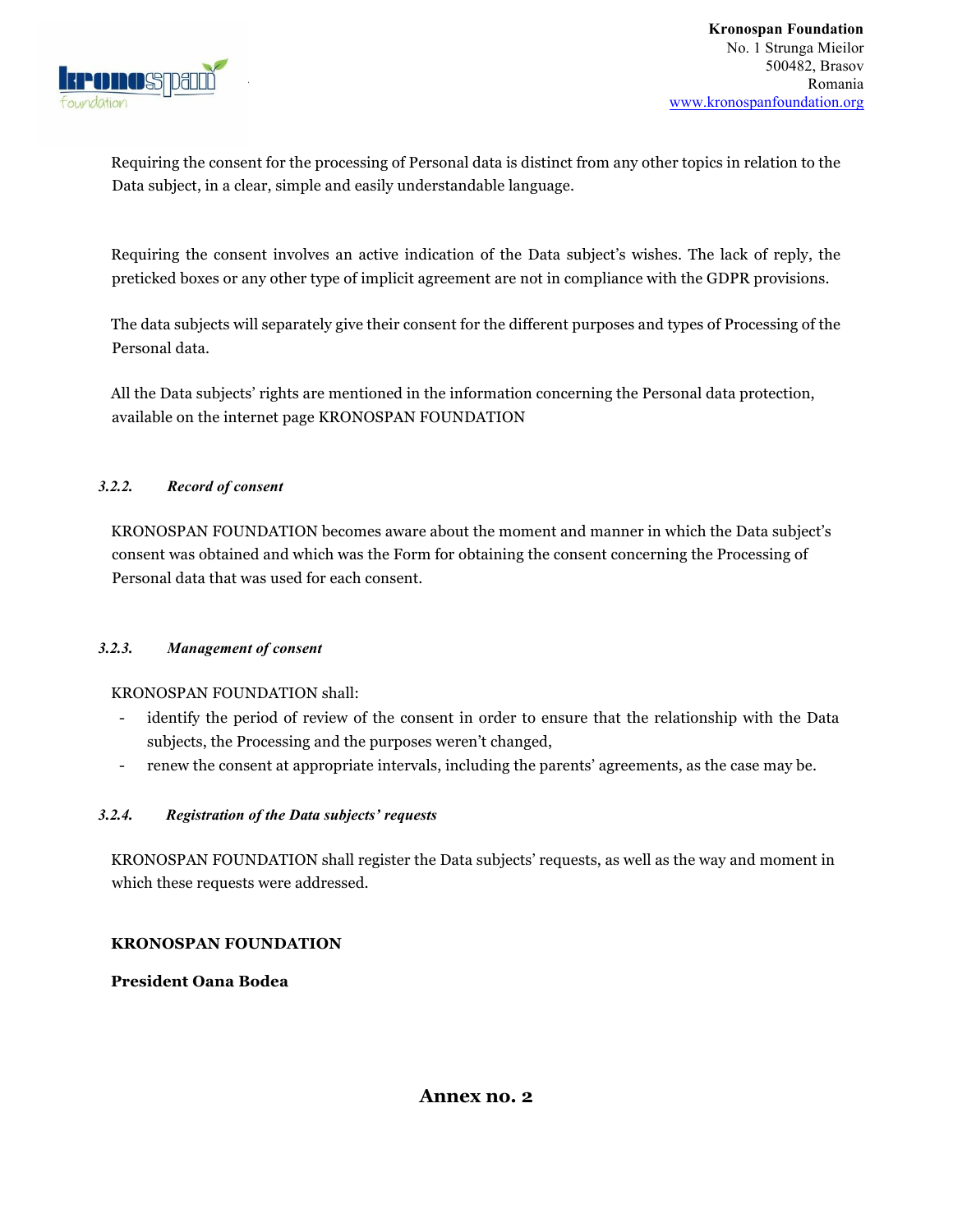Requiring the consent for the processing of Personal data is distinct from any other topics in relation to the Data subject, in a clear, simple and easily understandable language.

Requiring the consent involves an active indication of the Data subject's wishes. The lack of reply, the preticked boxes or any other type of implicit agreement are not in compliance with the GDPR provisions.

The data subjects will separately give their consent for the different purposes and types of Processing of the Personal data.

All the Data subjects' rights are mentioned in the information concerning the Personal data protection, available on the internet page KRONOSPAN FOUNDATION

#### *3.2.2. Record of consent*

KRONOSPAN FOUNDATION becomes aware about the moment and manner in which the Data subject's consent was obtained and which was the Form for obtaining the consent concerning the Processing of Personal data that was used for each consent.

#### *3.2.3. Management of consent*

KRONOSPAN FOUNDATION shall:

- identify the period of review of the consent in order to ensure that the relationship with the Data subjects, the Processing and the purposes weren't changed,
- renew the consent at appropriate intervals, including the parents' agreements, as the case may be.

#### *3.2.4. Registration of the Data subjects' requests*

KRONOSPAN FOUNDATION shall register the Data subjects' requests, as well as the way and moment in which these requests were addressed.

**KRONOSPAN FOUNDATION**

**President Oana Bodea**

## Annex no. 2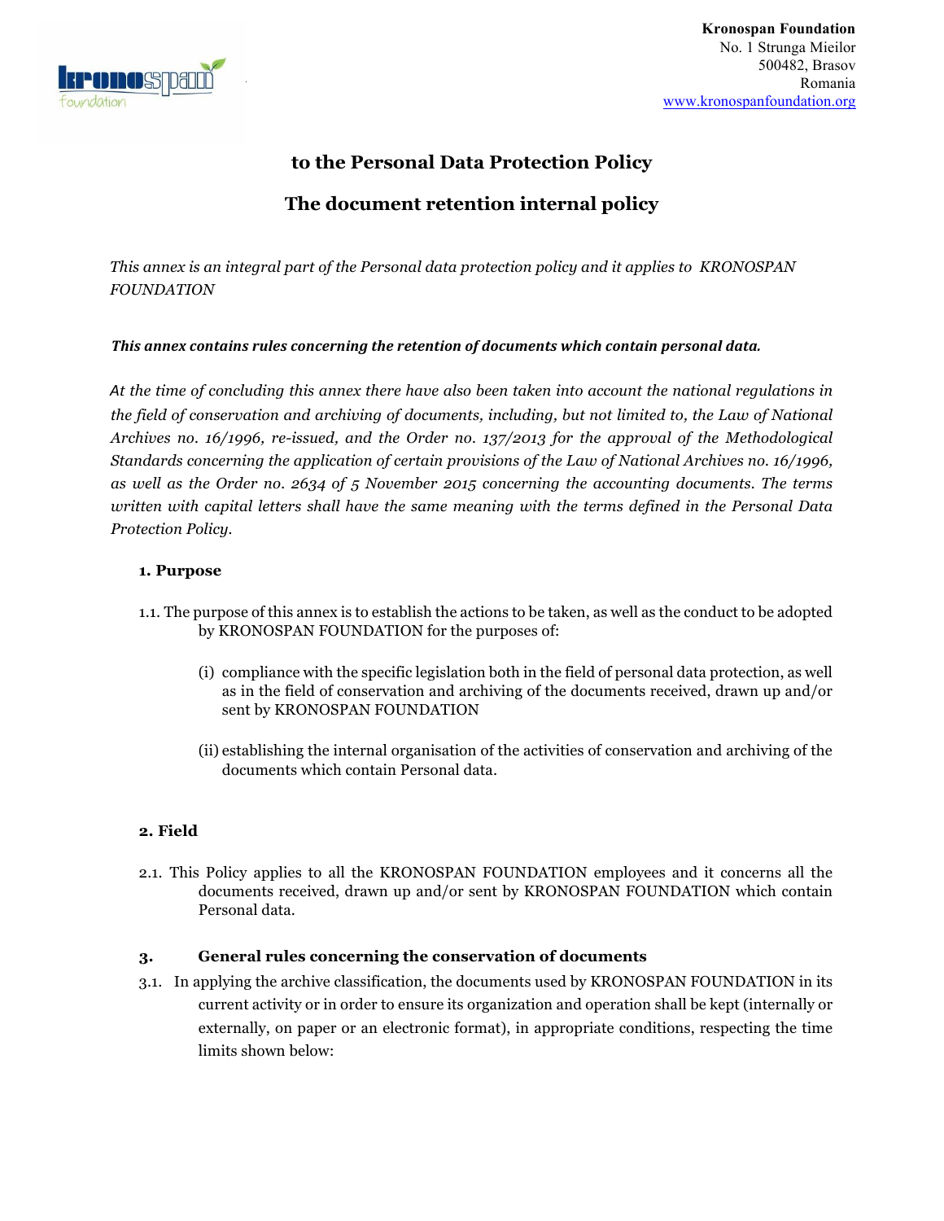Kronospan Foundation
No. 1 Strunga Mieilor
500482, Brasov
Romania
www.kronospanfoundation.org

## to the Personal Data Protection Policy

## The document retention internal policy

*This annex is an integral part of the Personal data protection policy and it applies to KRONOSPAN FOUNDATION*

***This annex contains rules concerning the retention of documents which contain personal data.***

*At the time of concluding this annex there have also been taken into account the national regulations in the field of conservation and archiving of documents, including, but not limited to, the Law of National Archives no. 16/1996, re-issued, and the Order no. 137/2013 for the approval of the Methodological Standards concerning the application of certain provisions of the Law of National Archives no. 16/1996, as well as the Order no. 2634 of 5 November 2015 concerning the accounting documents. The terms written with capital letters shall have the same meaning with the terms defined in the Personal Data Protection Policy.*

### 1. Purpose

1.1. The purpose of this annex is to establish the actions to be taken, as well as the conduct to be adopted by KRONOSPAN FOUNDATION for the purposes of:

(i) compliance with the specific legislation both in the field of personal data protection, as well as in the field of conservation and archiving of the documents received, drawn up and/or sent by KRONOSPAN FOUNDATION

(ii) establishing the internal organisation of the activities of conservation and archiving of the documents which contain Personal data.

### 2. Field

2.1. This Policy applies to all the KRONOSPAN FOUNDATION employees and it concerns all the documents received, drawn up and/or sent by KRONOSPAN FOUNDATION which contain Personal data.

### 3. General rules concerning the conservation of documents

3.1. In applying the archive classification, the documents used by KRONOSPAN FOUNDATION in its current activity or in order to ensure its organization and operation shall be kept (internally or externally, on paper or an electronic format), in appropriate conditions, respecting the time limits shown below: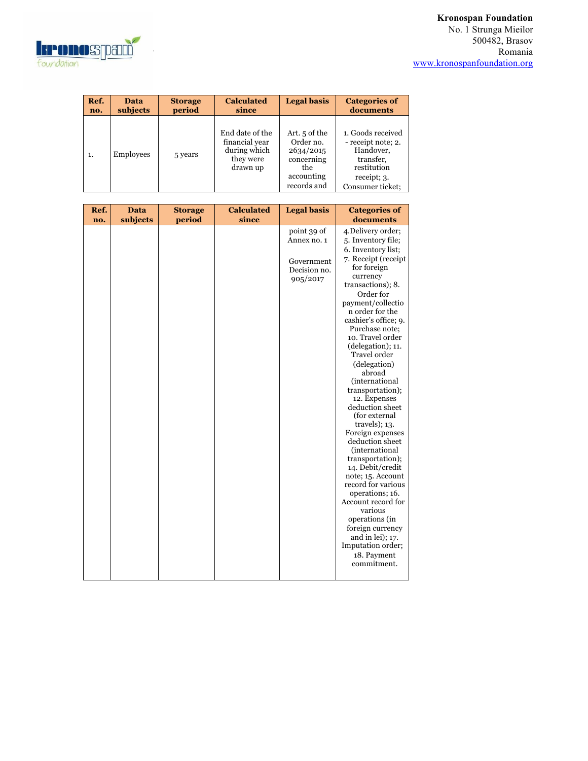**Kronospan Foundation**
No. 1 Strunga Mieilor
500482, Brasov
Romania
www.kronospanfoundation.org

| Ref. no. | Data subjects | Storage period | Calculated since | Legal basis | Categories of documents |
|---|---|---|---|---|---|
| 1. | Employees | 5 years | End date of the financial year during which they were drawn up | Art. 5 of the Order no. 2634/2015 concerning the accounting records and point 39 of Annex no. 1<br><br>Government Decision no. 905/2017 | 1. Goods received - receipt note; 2. Handover, transfer, restitution receipt; 3. Consumer ticket; 4.Delivery order; 5. Inventory file; 6. Inventory list; 7. Receipt (receipt for foreign currency transactions); 8. Order for payment/collection order for the cashier's office; 9. Purchase note; 10. Travel order (delegation); 11. Travel order (delegation) abroad (international transportation); 12. Expenses deduction sheet (for external travels); 13. Foreign expenses deduction sheet (international transportation); 14. Debit/credit note; 15. Account record for various operations; 16. Account record for various operations (in foreign currency and in lei); 17. Imputation order; 18. Payment commitment. |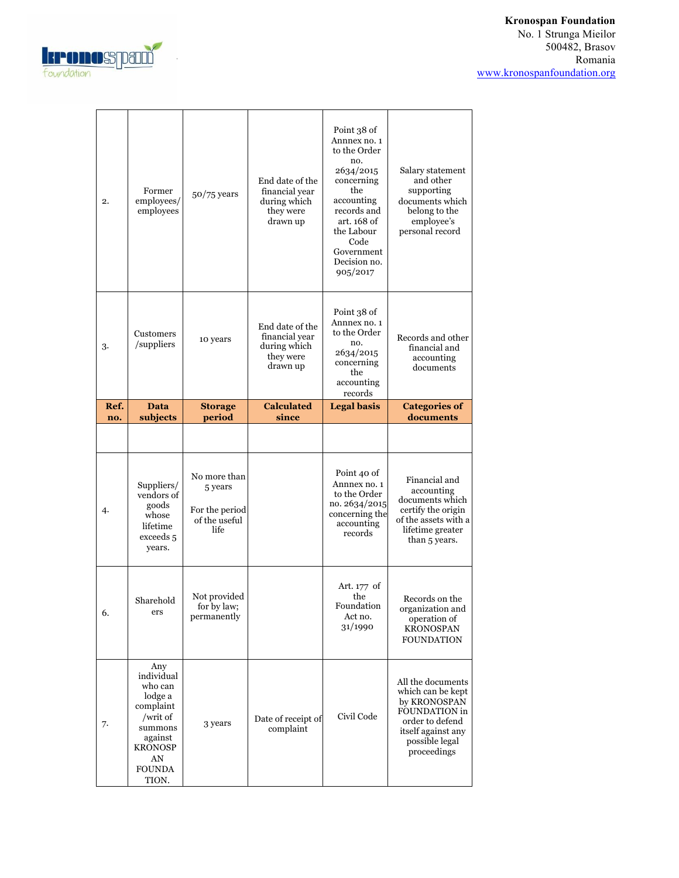**Kronospan Foundation**
No. 1 Strunga Mieilor
500482, Brasov
Romania
www.kronospanfoundation.org

| Ref. no. | Data subjects | Storage period | Calculated since | Legal basis | Categories of documents |
|---|---|---|---|---|---|
| 2. | Former employees/ employees | 50/75 years | End date of the financial year during which they were drawn up | Point 38 of Annnex no. 1 to the Order no. 2634/2015 concerning the accounting records and art. 168 of the Labour Code Government Decision no. 905/2017 | Salary statement and other supporting documents which belong to the employee's personal record |
| 3. | Customers /suppliers | 10 years | End date of the financial year during which they were drawn up | Point 38 of Annnex no. 1 to the Order no. 2634/2015 concerning the accounting records | Records and other financial and accounting documents |
| | | | | | |
| 4. | Suppliers/ vendors of goods whose lifetime exceeds 5 years. | No more than 5 years<br><br>For the period of the useful life | | Point 40 of Annnex no. 1 to the Order no. 2634/2015 concerning the accounting records | Financial and accounting documents which certify the origin of the assets with a lifetime greater than 5 years. |
| 6. | Shareholders | Not provided for by law; permanently | | Art. 177 of the Foundation Act no. 31/1990 | Records on the organization and operation of KRONOSPAN FOUNDATION |
| 7. | Any individual who can lodge a complaint /writ of summons against KRONOSPAN FOUNDATION. | 3 years | Date of receipt of complaint | Civil Code | All the documents which can be kept by KRONOSPAN FOUNDATION in order to defend itself against any possible legal proceedings |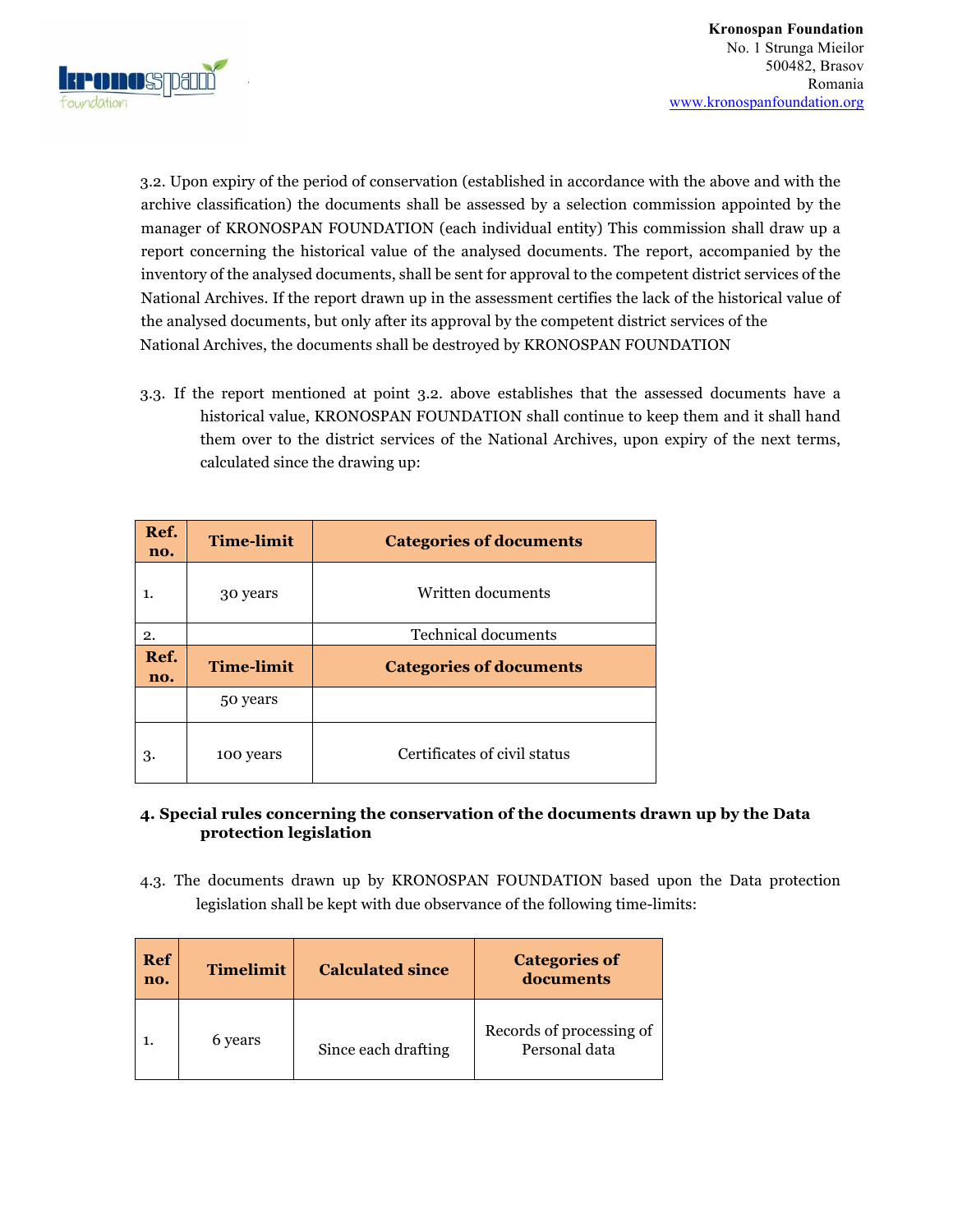3.2. Upon expiry of the period of conservation (established in accordance with the above and with the archive classification) the documents shall be assessed by a selection commission appointed by the manager of KRONOSPAN FOUNDATION (each individual entity) This commission shall draw up a report concerning the historical value of the analysed documents. The report, accompanied by the inventory of the analysed documents, shall be sent for approval to the competent district services of the National Archives. If the report drawn up in the assessment certifies the lack of the historical value of the analysed documents, but only after its approval by the competent district services of the National Archives, the documents shall be destroyed by KRONOSPAN FOUNDATION

3.3. If the report mentioned at point 3.2. above establishes that the assessed documents have a historical value, KRONOSPAN FOUNDATION shall continue to keep them and it shall hand them over to the district services of the National Archives, upon expiry of the next terms, calculated since the drawing up:

| Ref. no. | Time-limit | Categories of documents |
|---|---|---|
| 1. | 30 years | Written documents |
| 2. | | Technical documents |
| Ref. no. | Time-limit | Categories of documents |
| | 50 years | |
| 3. | 100 years | Certificates of civil status |

**4. Special rules concerning the conservation of the documents drawn up by the Data protection legislation**

4.3. The documents drawn up by KRONOSPAN FOUNDATION based upon the Data protection legislation shall be kept with due observance of the following time-limits:

| Ref no. | Timelimit | Calculated since | Categories of documents |
|---|---|---|---|
| 1. | 6 years | Since each drafting | Records of processing of Personal data |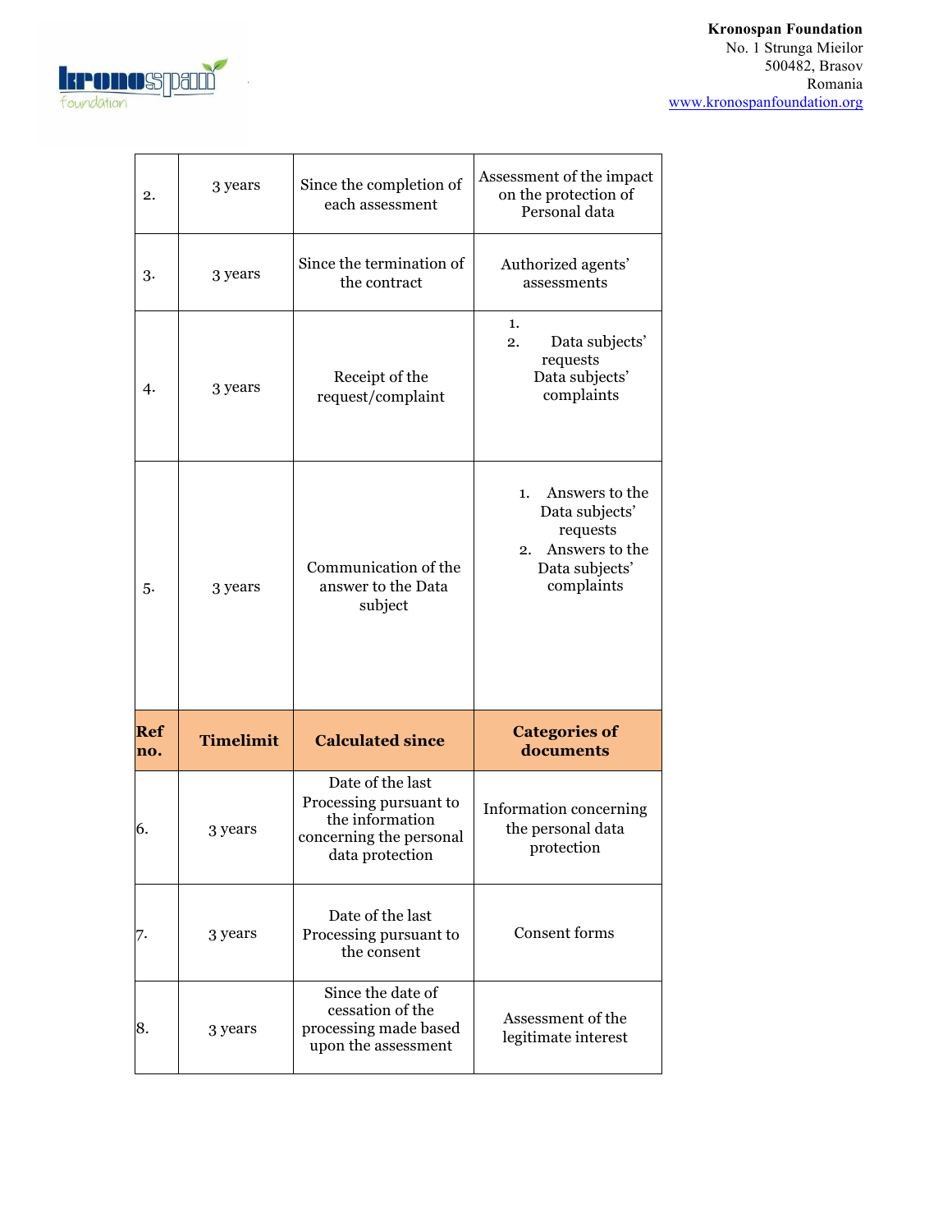**Kronospan Foundation**
No. 1 Strunga Mieilor
500482, Brasov
Romania
www.kronospanfoundation.org

| Ref no. | Timelimit | Calculated since | Categories of documents |
|---|---|---|---|
| 2. | 3 years | Since the completion of each assessment | Assessment of the impact on the protection of Personal data |
| 3. | 3 years | Since the termination of the contract | Authorized agents' assessments |
| 4. | 3 years | Receipt of the request/complaint | 1. Data subjects' requests<br>2. Data subjects' complaints |
| 5. | 3 years | Communication of the answer to the Data subject | 1. Answers to the Data subjects' requests<br>2. Answers to the Data subjects' complaints |
| 6. | 3 years | Date of the last Processing pursuant to the information concerning the personal data protection | Information concerning the personal data protection |
| 7. | 3 years | Date of the last Processing pursuant to the consent | Consent forms |
| 8. | 3 years | Since the date of cessation of the processing made based upon the assessment | Assessment of the legitimate interest |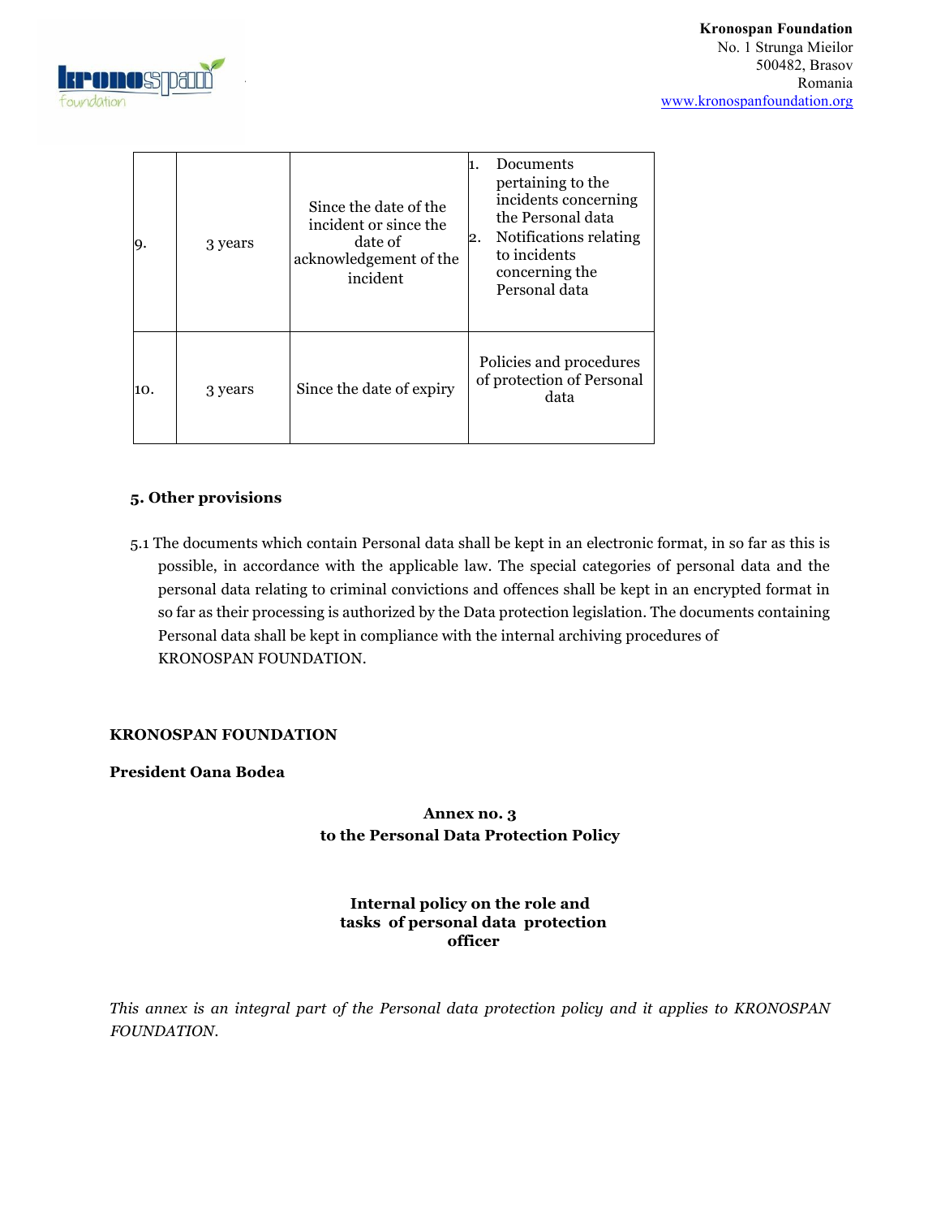| | | | |
|---|---|---|---|
| 9. | 3 years | Since the date of the incident or since the date of acknowledgement of the incident | 1. Documents pertaining to the incidents concerning the Personal data<br>2. Notifications relating to incidents concerning the Personal data |
| 10. | 3 years | Since the date of expiry | Policies and procedures of protection of Personal data |

### 5. Other provisions

5.1 The documents which contain Personal data shall be kept in an electronic format, in so far as this is possible, in accordance with the applicable law. The special categories of personal data and the personal data relating to criminal convictions and offences shall be kept in an encrypted format in so far as their processing is authorized by the Data protection legislation. The documents containing Personal data shall be kept in compliance with the internal archiving procedures of KRONOSPAN FOUNDATION.

**KRONOSPAN FOUNDATION**

**President Oana Bodea**

## Annex no. 3 to the Personal Data Protection Policy

## Internal policy on the role and tasks of personal data protection officer

*This annex is an integral part of the Personal data protection policy and it applies to KRONOSPAN FOUNDATION.*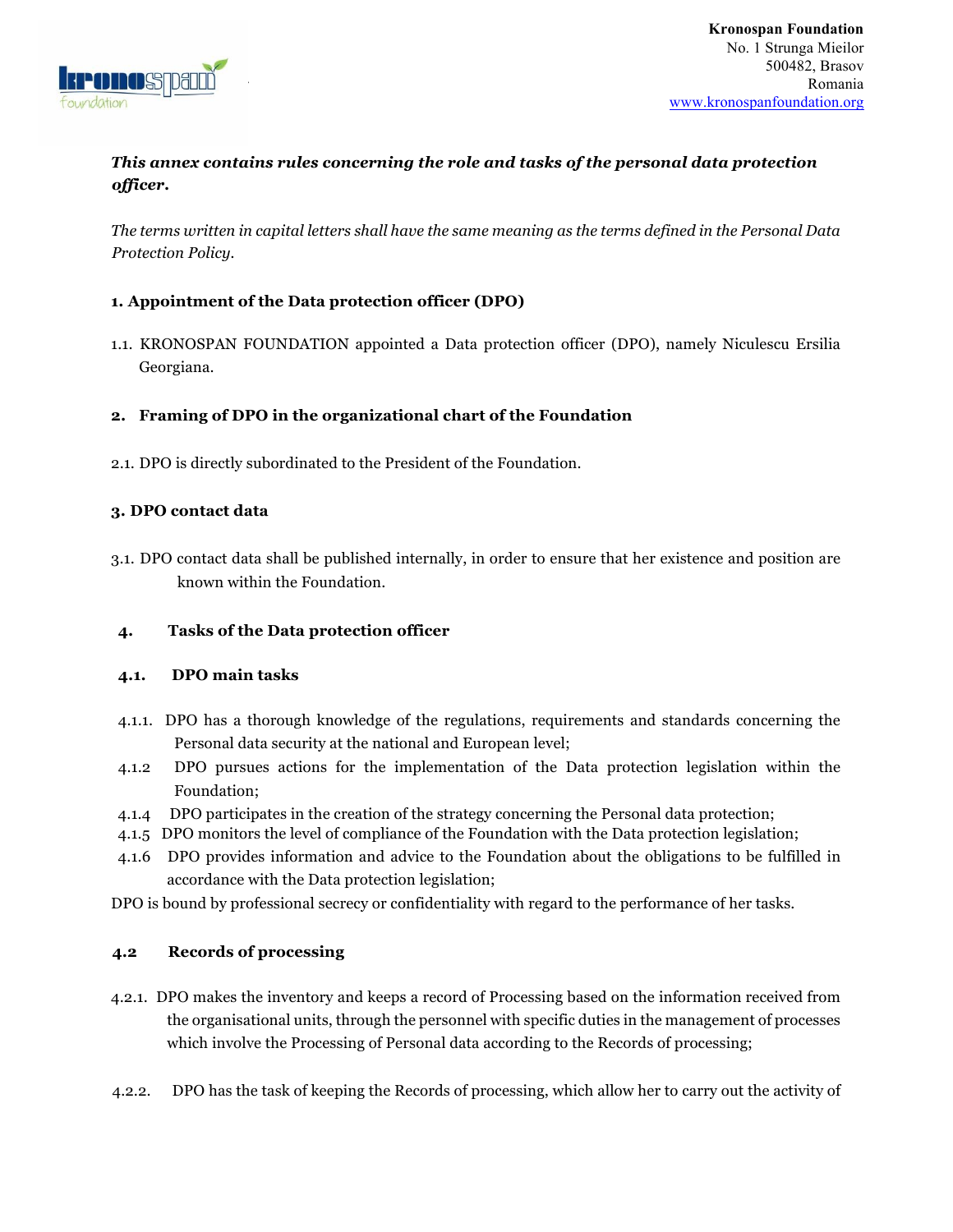*This annex contains rules concerning the role and tasks of the personal data protection officer.*

*The terms written in capital letters shall have the same meaning as the terms defined in the Personal Data Protection Policy.*

## 1. Appointment of the Data protection officer (DPO)

1.1. KRONOSPAN FOUNDATION appointed a Data protection officer (DPO), namely Niculescu Ersilia Georgiana.

## 2. Framing of DPO in the organizational chart of the Foundation

2.1. DPO is directly subordinated to the President of the Foundation.

## 3. DPO contact data

3.1. DPO contact data shall be published internally, in order to ensure that her existence and position are known within the Foundation.

## 4. Tasks of the Data protection officer

### 4.1. DPO main tasks

4.1.1. DPO has a thorough knowledge of the regulations, requirements and standards concerning the Personal data security at the national and European level;

4.1.2 DPO pursues actions for the implementation of the Data protection legislation within the Foundation;

4.1.4 DPO participates in the creation of the strategy concerning the Personal data protection;

4.1.5 DPO monitors the level of compliance of the Foundation with the Data protection legislation;

4.1.6 DPO provides information and advice to the Foundation about the obligations to be fulfilled in accordance with the Data protection legislation;

DPO is bound by professional secrecy or confidentiality with regard to the performance of her tasks.

### 4.2 Records of processing

4.2.1. DPO makes the inventory and keeps a record of Processing based on the information received from the organisational units, through the personnel with specific duties in the management of processes which involve the Processing of Personal data according to the Records of processing;

4.2.2. DPO has the task of keeping the Records of processing, which allow her to carry out the activity of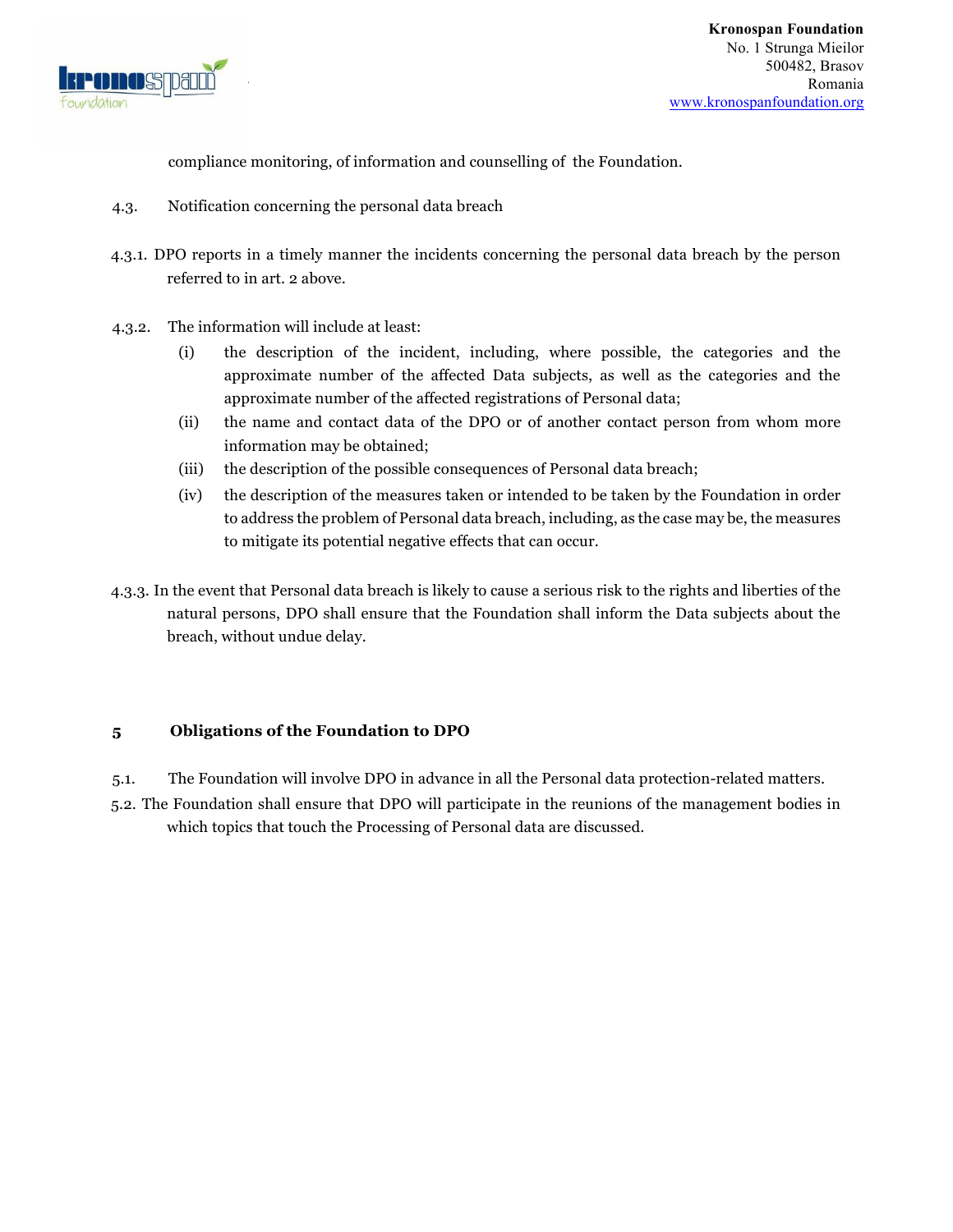compliance monitoring, of information and counselling of the Foundation.

4.3. Notification concerning the personal data breach

4.3.1. DPO reports in a timely manner the incidents concerning the personal data breach by the person referred to in art. 2 above.

4.3.2. The information will include at least:

- (i) the description of the incident, including, where possible, the categories and the approximate number of the affected Data subjects, as well as the categories and the approximate number of the affected registrations of Personal data;
- (ii) the name and contact data of the DPO or of another contact person from whom more information may be obtained;
- (iii) the description of the possible consequences of Personal data breach;
- (iv) the description of the measures taken or intended to be taken by the Foundation in order to address the problem of Personal data breach, including, as the case may be, the measures to mitigate its potential negative effects that can occur.

4.3.3. In the event that Personal data breach is likely to cause a serious risk to the rights and liberties of the natural persons, DPO shall ensure that the Foundation shall inform the Data subjects about the breach, without undue delay.

## 5 Obligations of the Foundation to DPO

5.1. The Foundation will involve DPO in advance in all the Personal data protection-related matters.

5.2. The Foundation shall ensure that DPO will participate in the reunions of the management bodies in which topics that touch the Processing of Personal data are discussed.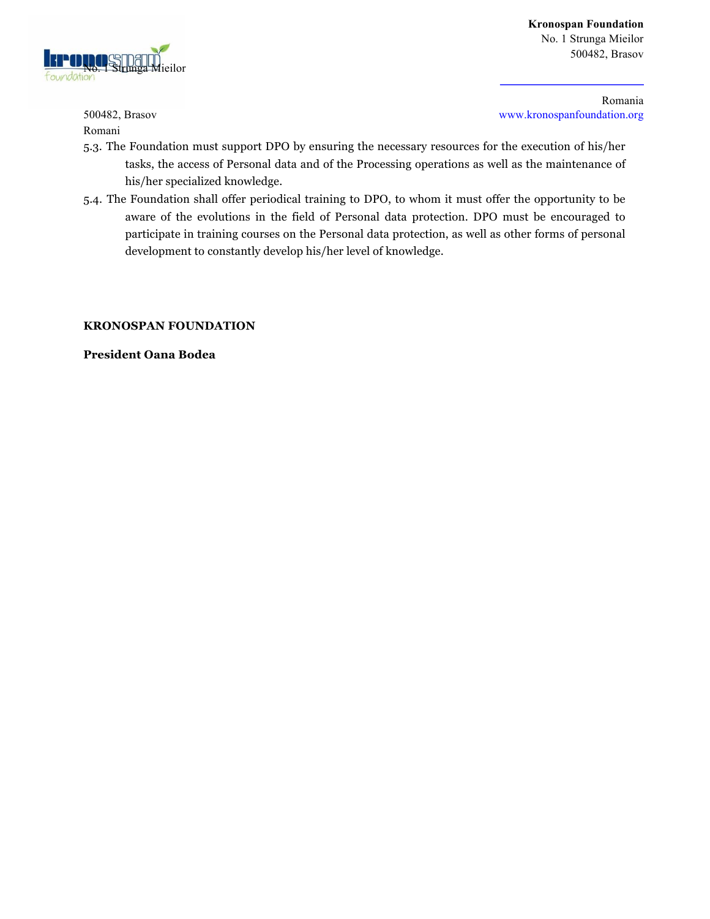5.3. The Foundation must support DPO by ensuring the necessary resources for the execution of his/her tasks, the access of Personal data and of the Processing operations as well as the maintenance of his/her specialized knowledge.

5.4. The Foundation shall offer periodical training to DPO, to whom it must offer the opportunity to be aware of the evolutions in the field of Personal data protection. DPO must be encouraged to participate in training courses on the Personal data protection, as well as other forms of personal development to constantly develop his/her level of knowledge.

**KRONOSPAN FOUNDATION**

**President Oana Bodea**